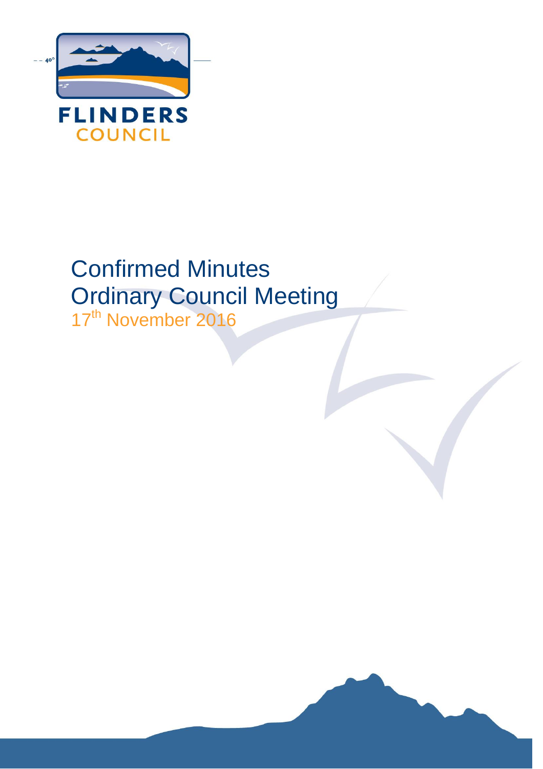FLINDERS
COUNCIL

# Confirmed Minutes
# Ordinary Council Meeting
17th November 2016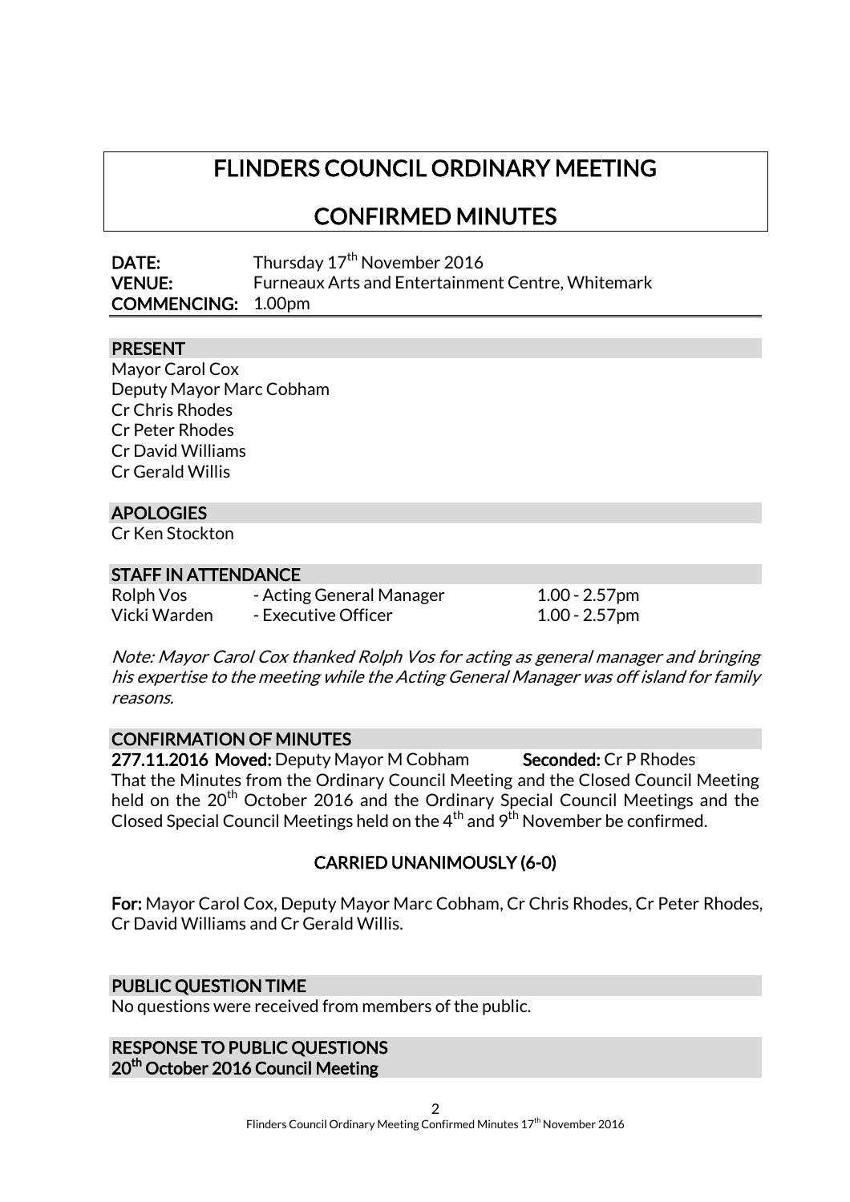# FLINDERS COUNCIL ORDINARY MEETING

# CONFIRMED MINUTES

**DATE:** Thursday 17th November 2016
**VENUE:** Furneaux Arts and Entertainment Centre, Whitemark
**COMMENCING:** 1.00pm

## PRESENT

Mayor Carol Cox
Deputy Mayor Marc Cobham
Cr Chris Rhodes
Cr Peter Rhodes
Cr David Williams
Cr Gerald Willis

## APOLOGIES

Cr Ken Stockton

## STAFF IN ATTENDANCE

| | | |
|---|---|---|
| Rolph Vos | - Acting General Manager | 1.00 - 2.57pm |
| Vicki Warden | - Executive Officer | 1.00 - 2.57pm |

*Note: Mayor Carol Cox thanked Rolph Vos for acting as general manager and bringing his expertise to the meeting while the Acting General Manager was off island for family reasons.*

## CONFIRMATION OF MINUTES

**277.11.2016 Moved:** Deputy Mayor M Cobham **Seconded:** Cr P Rhodes

That the Minutes from the Ordinary Council Meeting and the Closed Council Meeting held on the 20th October 2016 and the Ordinary Special Council Meetings and the Closed Special Council Meetings held on the 4th and 9th November be confirmed.

**CARRIED UNANIMOUSLY (6-0)**

**For:** Mayor Carol Cox, Deputy Mayor Marc Cobham, Cr Chris Rhodes, Cr Peter Rhodes, Cr David Williams and Cr Gerald Willis.

## PUBLIC QUESTION TIME

No questions were received from members of the public.

## RESPONSE TO PUBLIC QUESTIONS

### 20th October 2016 Council Meeting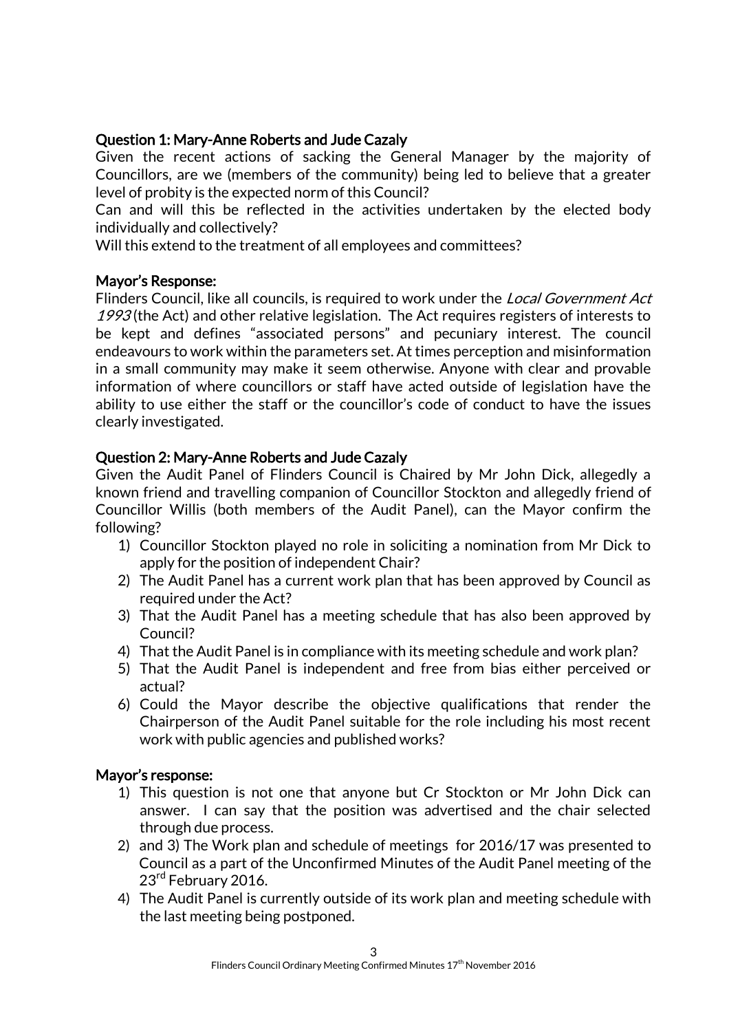**Question 1: Mary-Anne Roberts and Jude Cazaly**

Given the recent actions of sacking the General Manager by the majority of Councillors, are we (members of the community) being led to believe that a greater level of probity is the expected norm of this Council?

Can and will this be reflected in the activities undertaken by the elected body individually and collectively?

Will this extend to the treatment of all employees and committees?

**Mayor's Response:**

Flinders Council, like all councils, is required to work under the *Local Government Act 1993* (the Act) and other relative legislation. The Act requires registers of interests to be kept and defines "associated persons" and pecuniary interest. The council endeavours to work within the parameters set. At times perception and misinformation in a small community may make it seem otherwise. Anyone with clear and provable information of where councillors or staff have acted outside of legislation have the ability to use either the staff or the councillor's code of conduct to have the issues clearly investigated.

**Question 2: Mary-Anne Roberts and Jude Cazaly**

Given the Audit Panel of Flinders Council is Chaired by Mr John Dick, allegedly a known friend and travelling companion of Councillor Stockton and allegedly friend of Councillor Willis (both members of the Audit Panel), can the Mayor confirm the following?

1) Councillor Stockton played no role in soliciting a nomination from Mr Dick to apply for the position of independent Chair?
2) The Audit Panel has a current work plan that has been approved by Council as required under the Act?
3) That the Audit Panel has a meeting schedule that has also been approved by Council?
4) That the Audit Panel is in compliance with its meeting schedule and work plan?
5) That the Audit Panel is independent and free from bias either perceived or actual?
6) Could the Mayor describe the objective qualifications that render the Chairperson of the Audit Panel suitable for the role including his most recent work with public agencies and published works?

**Mayor's response:**

1) This question is not one that anyone but Cr Stockton or Mr John Dick can answer. I can say that the position was advertised and the chair selected through due process.
2) and 3) The Work plan and schedule of meetings for 2016/17 was presented to Council as a part of the Unconfirmed Minutes of the Audit Panel meeting of the 23rd February 2016.
4) The Audit Panel is currently outside of its work plan and meeting schedule with the last meeting being postponed.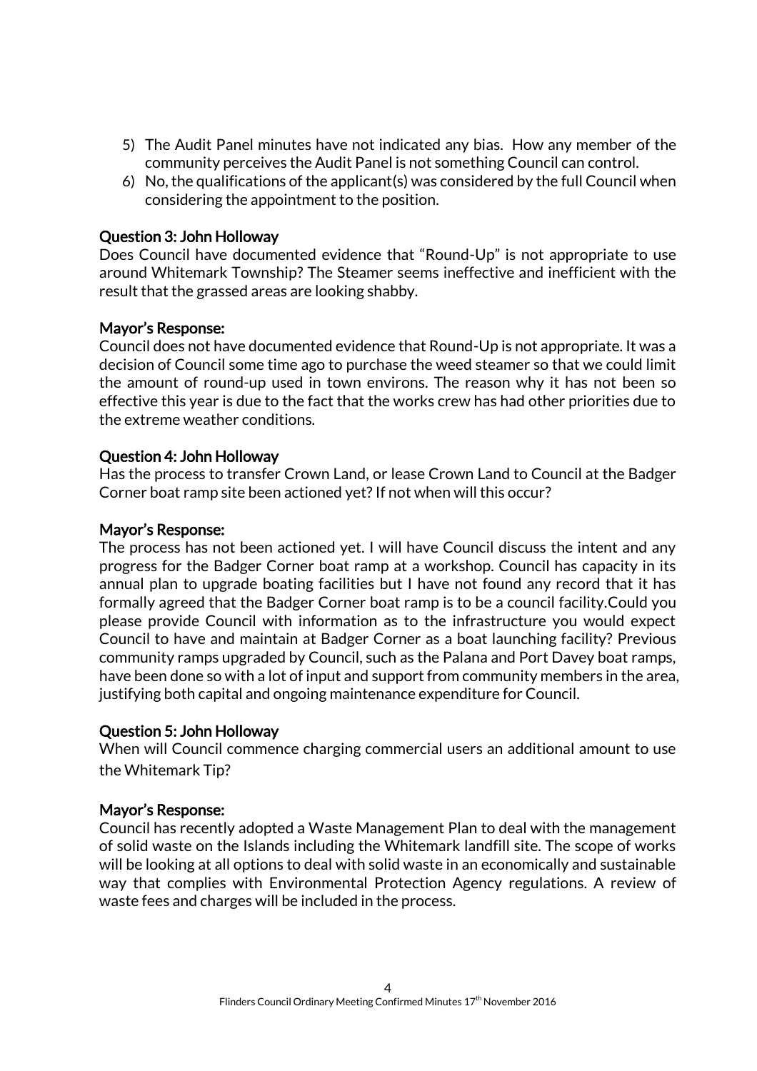5) The Audit Panel minutes have not indicated any bias. How any member of the community perceives the Audit Panel is not something Council can control.
6) No, the qualifications of the applicant(s) was considered by the full Council when considering the appointment to the position.

**Question 3: John Holloway**

Does Council have documented evidence that "Round-Up" is not appropriate to use around Whitemark Township? The Steamer seems ineffective and inefficient with the result that the grassed areas are looking shabby.

**Mayor's Response:**

Council does not have documented evidence that Round-Up is not appropriate. It was a decision of Council some time ago to purchase the weed steamer so that we could limit the amount of round-up used in town environs. The reason why it has not been so effective this year is due to the fact that the works crew has had other priorities due to the extreme weather conditions.

**Question 4: John Holloway**

Has the process to transfer Crown Land, or lease Crown Land to Council at the Badger Corner boat ramp site been actioned yet? If not when will this occur?

**Mayor's Response:**

The process has not been actioned yet. I will have Council discuss the intent and any progress for the Badger Corner boat ramp at a workshop. Council has capacity in its annual plan to upgrade boating facilities but I have not found any record that it has formally agreed that the Badger Corner boat ramp is to be a council facility.Could you please provide Council with information as to the infrastructure you would expect Council to have and maintain at Badger Corner as a boat launching facility? Previous community ramps upgraded by Council, such as the Palana and Port Davey boat ramps, have been done so with a lot of input and support from community members in the area, justifying both capital and ongoing maintenance expenditure for Council.

**Question 5: John Holloway**

When will Council commence charging commercial users an additional amount to use the Whitemark Tip?

**Mayor's Response:**

Council has recently adopted a Waste Management Plan to deal with the management of solid waste on the Islands including the Whitemark landfill site. The scope of works will be looking at all options to deal with solid waste in an economically and sustainable way that complies with Environmental Protection Agency regulations. A review of waste fees and charges will be included in the process.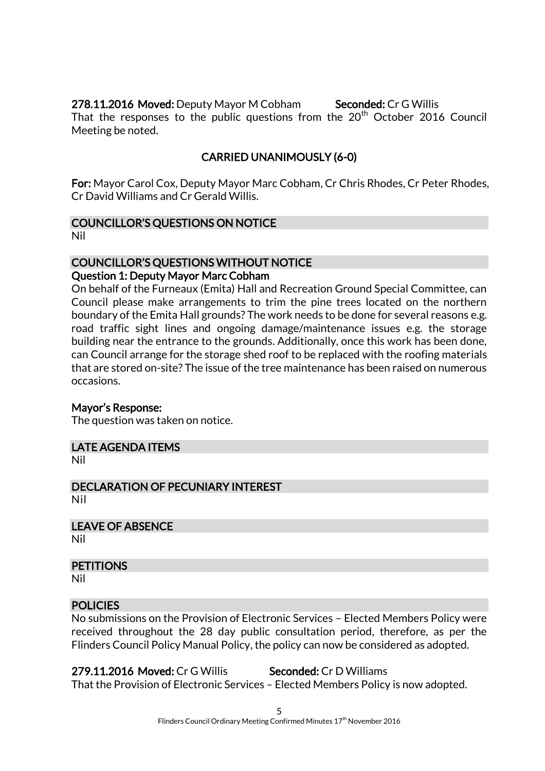**278.11.2016 Moved:** Deputy Mayor M Cobham **Seconded:** Cr G Willis

That the responses to the public questions from the 20th October 2016 Council Meeting be noted.

**CARRIED UNANIMOUSLY (6-0)**

**For:** Mayor Carol Cox, Deputy Mayor Marc Cobham, Cr Chris Rhodes, Cr Peter Rhodes, Cr David Williams and Cr Gerald Willis.

## COUNCILLOR'S QUESTIONS ON NOTICE

Nil

## COUNCILLOR'S QUESTIONS WITHOUT NOTICE

**Question 1: Deputy Mayor Marc Cobham**

On behalf of the Furneaux (Emita) Hall and Recreation Ground Special Committee, can Council please make arrangements to trim the pine trees located on the northern boundary of the Emita Hall grounds? The work needs to be done for several reasons e.g. road traffic sight lines and ongoing damage/maintenance issues e.g. the storage building near the entrance to the grounds. Additionally, once this work has been done, can Council arrange for the storage shed roof to be replaced with the roofing materials that are stored on-site? The issue of the tree maintenance has been raised on numerous occasions.

**Mayor's Response:**

The question was taken on notice.

## LATE AGENDA ITEMS

Nil

## DECLARATION OF PECUNIARY INTEREST

Nil

## LEAVE OF ABSENCE

Nil

## PETITIONS

Nil

## POLICIES

No submissions on the Provision of Electronic Services – Elected Members Policy were received throughout the 28 day public consultation period, therefore, as per the Flinders Council Policy Manual Policy, the policy can now be considered as adopted.

**279.11.2016 Moved:** Cr G Willis **Seconded:** Cr D Williams

That the Provision of Electronic Services – Elected Members Policy is now adopted.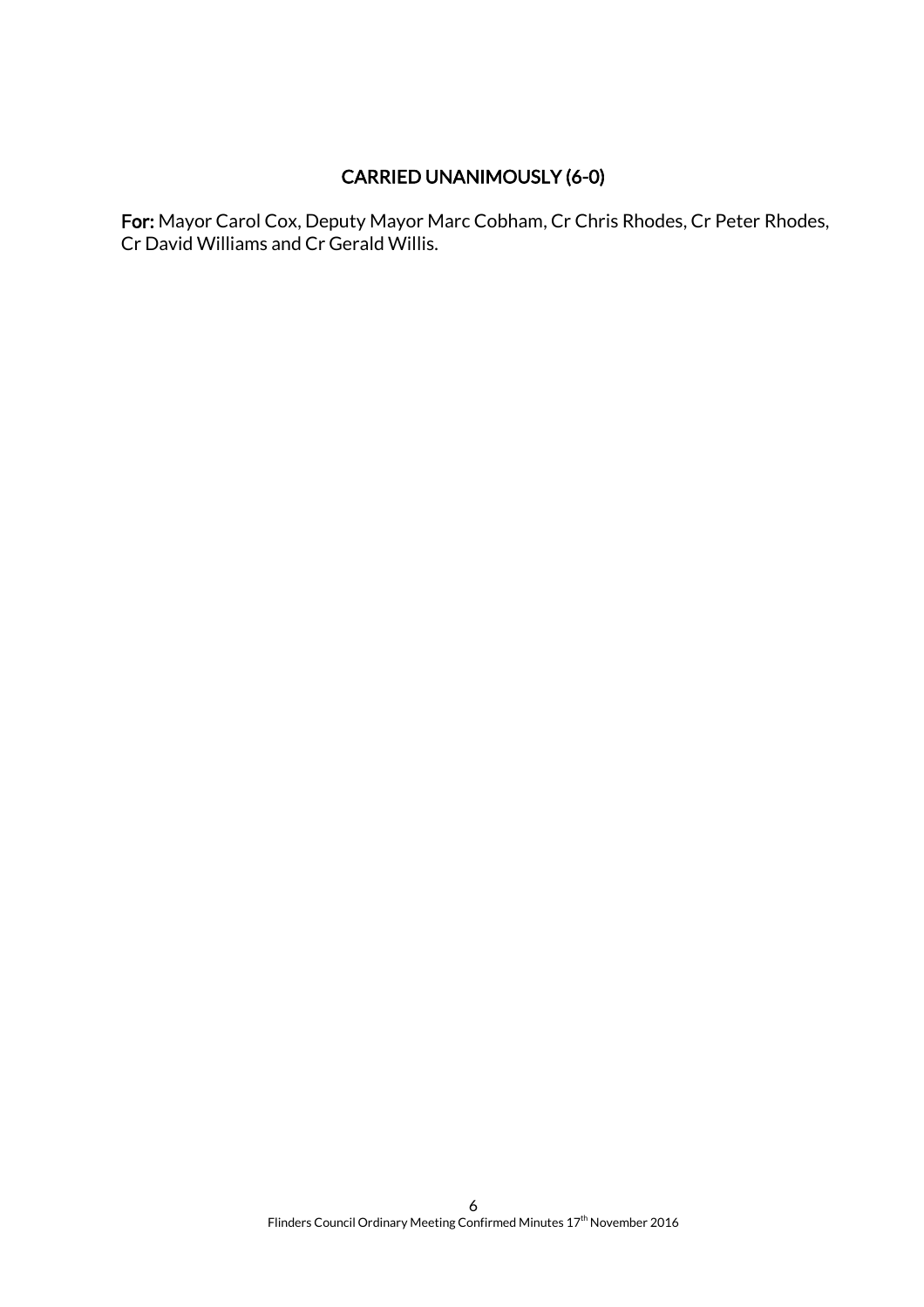**CARRIED UNANIMOUSLY (6-0)**

**For:** Mayor Carol Cox, Deputy Mayor Marc Cobham, Cr Chris Rhodes, Cr Peter Rhodes, Cr David Williams and Cr Gerald Willis.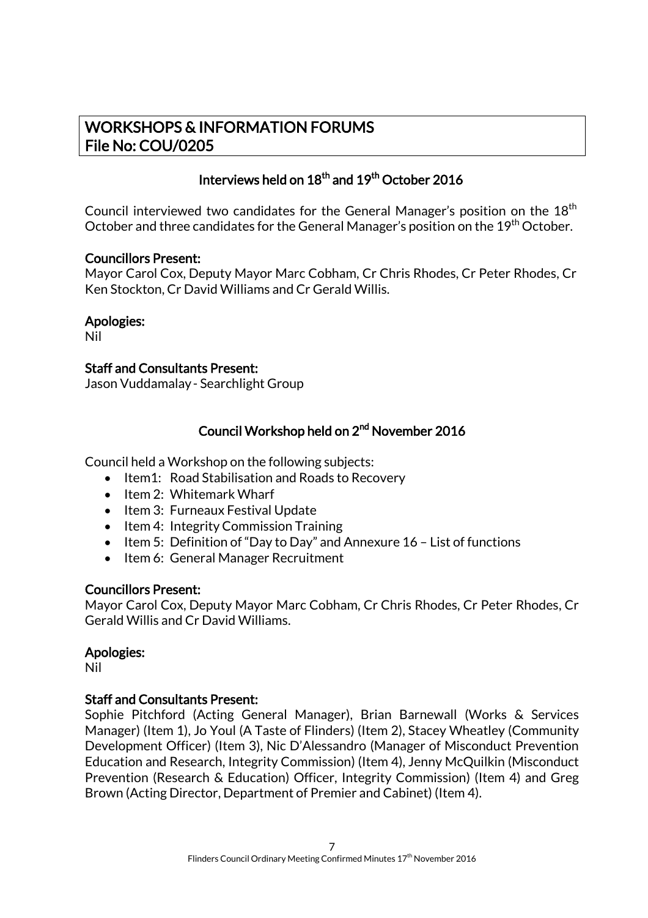## WORKSHOPS & INFORMATION FORUMS
## File No: COU/0205

### Interviews held on 18th and 19th October 2016

Council interviewed two candidates for the General Manager's position on the 18th October and three candidates for the General Manager's position on the 19th October.

**Councillors Present:**
Mayor Carol Cox, Deputy Mayor Marc Cobham, Cr Chris Rhodes, Cr Peter Rhodes, Cr Ken Stockton, Cr David Williams and Cr Gerald Willis.

**Apologies:**
Nil

**Staff and Consultants Present:**
Jason Vuddamalay - Searchlight Group

### Council Workshop held on 2nd November 2016

Council held a Workshop on the following subjects:

- Item1: Road Stabilisation and Roads to Recovery
- Item 2: Whitemark Wharf
- Item 3: Furneaux Festival Update
- Item 4: Integrity Commission Training
- Item 5: Definition of "Day to Day" and Annexure 16 – List of functions
- Item 6: General Manager Recruitment

**Councillors Present:**
Mayor Carol Cox, Deputy Mayor Marc Cobham, Cr Chris Rhodes, Cr Peter Rhodes, Cr Gerald Willis and Cr David Williams.

**Apologies:**
Nil

**Staff and Consultants Present:**
Sophie Pitchford (Acting General Manager), Brian Barnewall (Works & Services Manager) (Item 1), Jo Youl (A Taste of Flinders) (Item 2), Stacey Wheatley (Community Development Officer) (Item 3), Nic D'Alessandro (Manager of Misconduct Prevention Education and Research, Integrity Commission) (Item 4), Jenny McQuilkin (Misconduct Prevention (Research & Education) Officer, Integrity Commission) (Item 4) and Greg Brown (Acting Director, Department of Premier and Cabinet) (Item 4).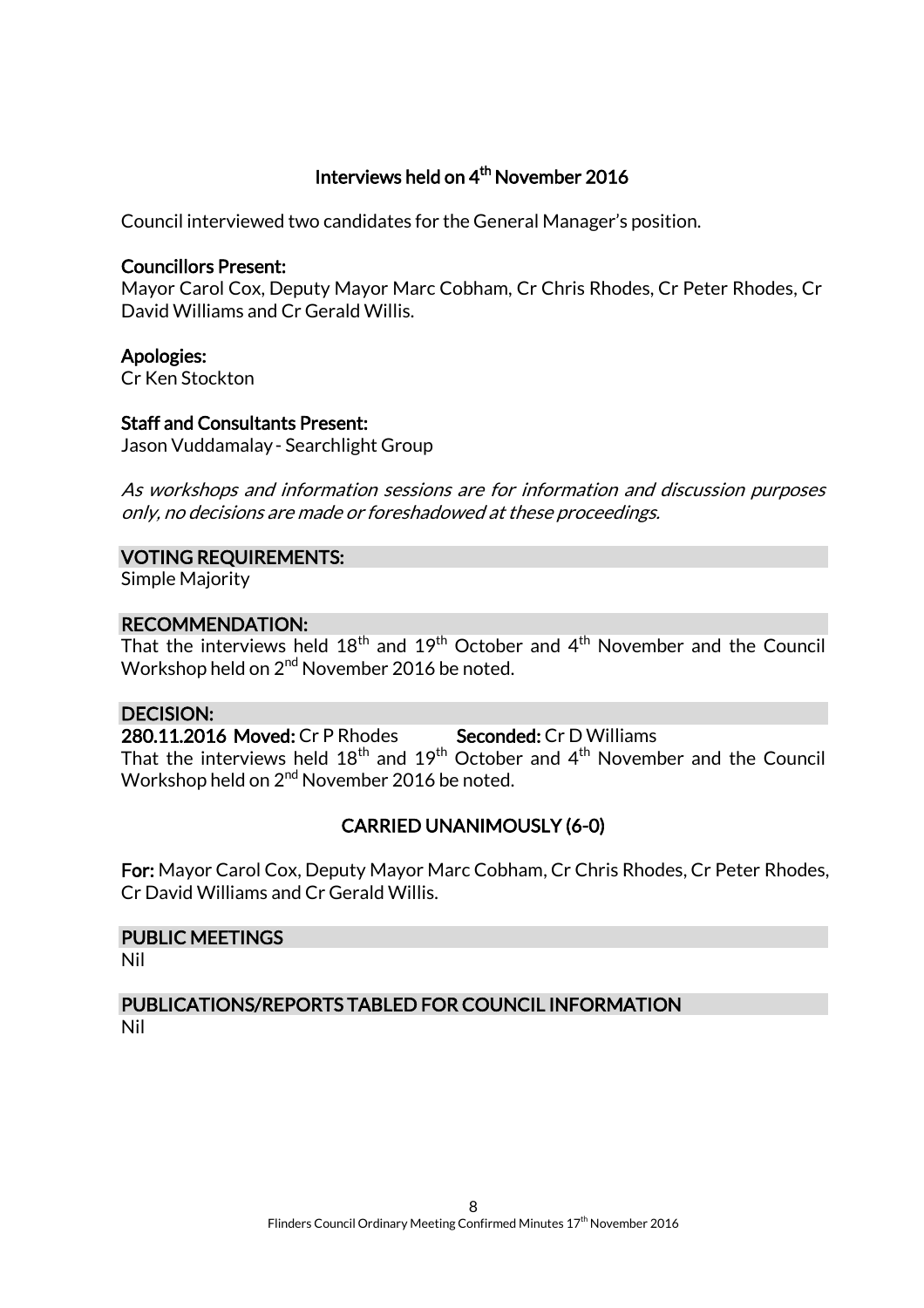## Interviews held on 4th November 2016

Council interviewed two candidates for the General Manager's position.

**Councillors Present:**
Mayor Carol Cox, Deputy Mayor Marc Cobham, Cr Chris Rhodes, Cr Peter Rhodes, Cr David Williams and Cr Gerald Willis.

**Apologies:**
Cr Ken Stockton

**Staff and Consultants Present:**
Jason Vuddamalay - Searchlight Group

*As workshops and information sessions are for information and discussion purposes only, no decisions are made or foreshadowed at these proceedings.*

### VOTING REQUIREMENTS:

Simple Majority

### RECOMMENDATION:

That the interviews held 18th and 19th October and 4th November and the Council Workshop held on 2nd November 2016 be noted.

### DECISION:

**280.11.2016 Moved:** Cr P Rhodes **Seconded:** Cr D Williams
That the interviews held 18th and 19th October and 4th November and the Council Workshop held on 2nd November 2016 be noted.

**CARRIED UNANIMOUSLY (6-0)**

**For:** Mayor Carol Cox, Deputy Mayor Marc Cobham, Cr Chris Rhodes, Cr Peter Rhodes, Cr David Williams and Cr Gerald Willis.

### PUBLIC MEETINGS

Nil

### PUBLICATIONS/REPORTS TABLED FOR COUNCIL INFORMATION

Nil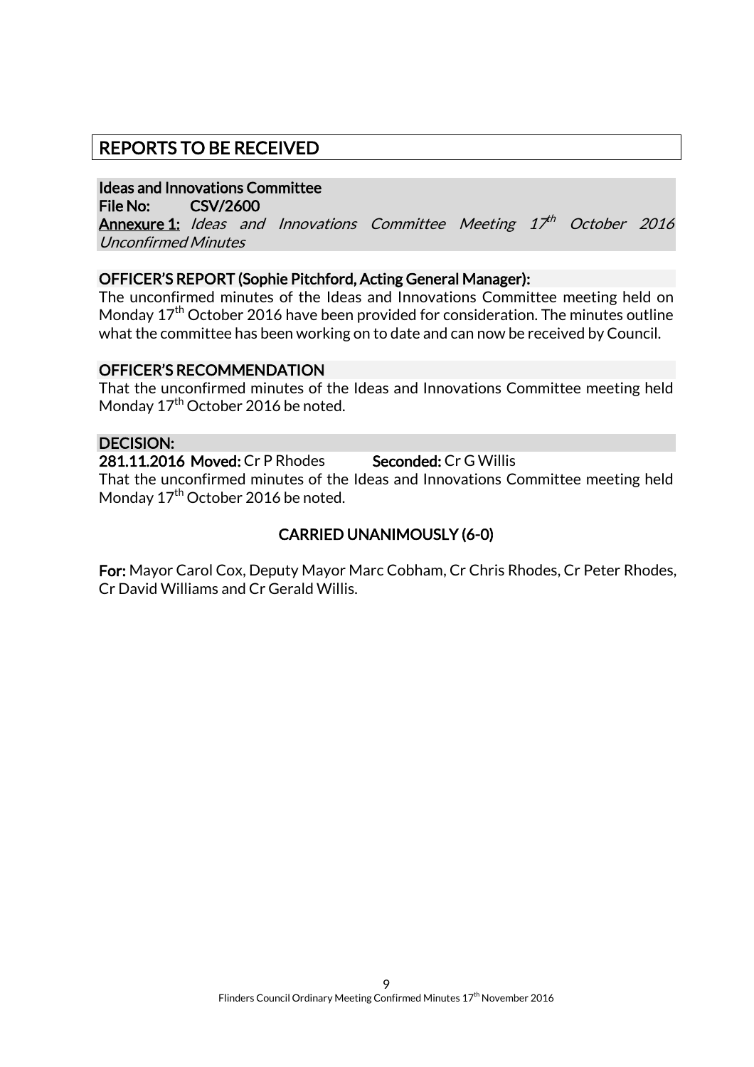# REPORTS TO BE RECEIVED

**Ideas and Innovations Committee**
**File No: CSV/2600**
**Annexure 1:** *Ideas and Innovations Committee Meeting 17th October 2016 Unconfirmed Minutes*

**OFFICER'S REPORT (Sophie Pitchford, Acting General Manager):**
The unconfirmed minutes of the Ideas and Innovations Committee meeting held on Monday 17th October 2016 have been provided for consideration. The minutes outline what the committee has been working on to date and can now be received by Council.

**OFFICER'S RECOMMENDATION**
That the unconfirmed minutes of the Ideas and Innovations Committee meeting held Monday 17th October 2016 be noted.

**DECISION:**
**281.11.2016 Moved:** Cr P Rhodes **Seconded:** Cr G Willis
That the unconfirmed minutes of the Ideas and Innovations Committee meeting held Monday 17th October 2016 be noted.

**CARRIED UNANIMOUSLY (6-0)**

**For:** Mayor Carol Cox, Deputy Mayor Marc Cobham, Cr Chris Rhodes, Cr Peter Rhodes, Cr David Williams and Cr Gerald Willis.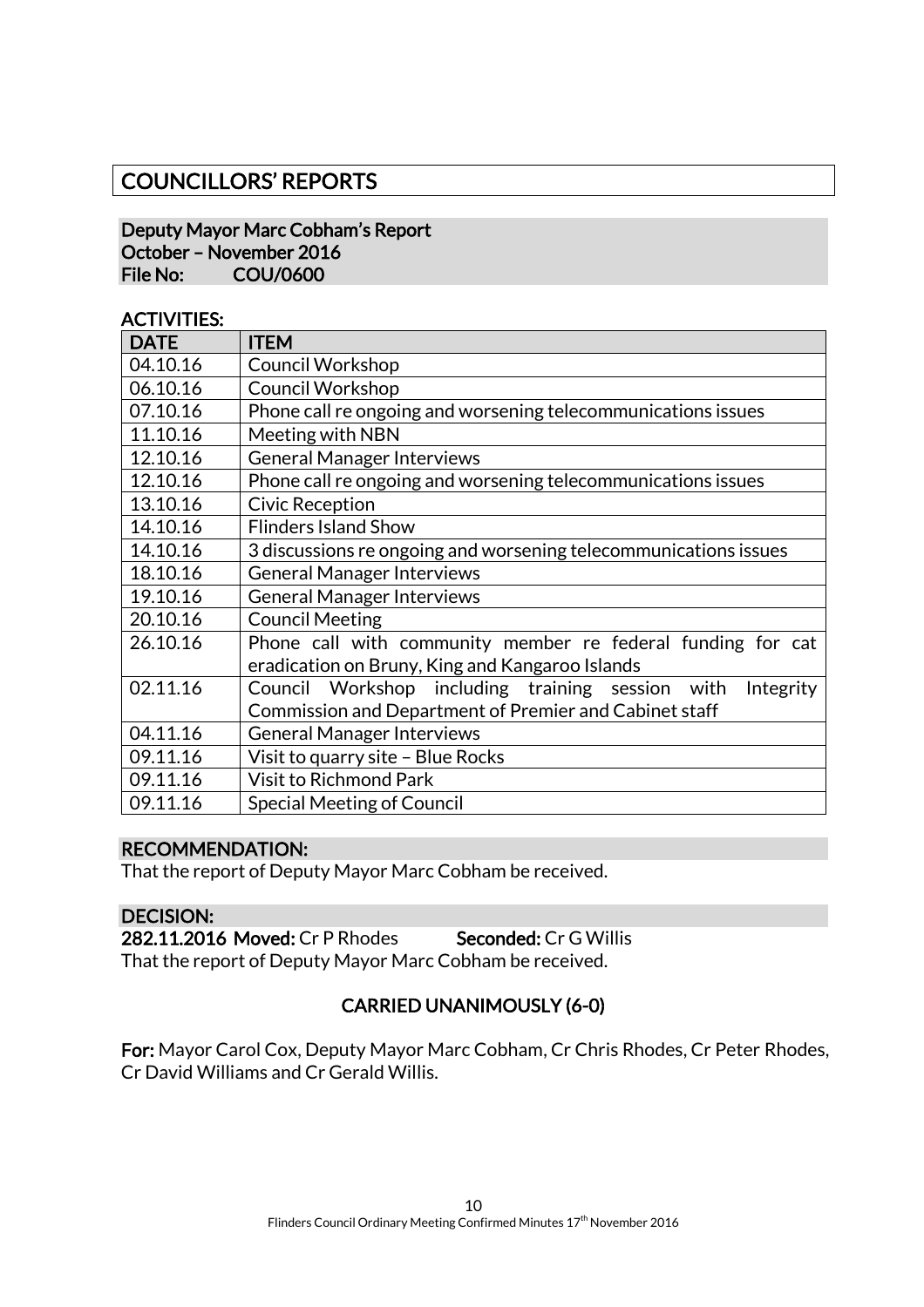# COUNCILLORS' REPORTS

**Deputy Mayor Marc Cobham's Report**
**October – November 2016**
**File No: COU/0600**

**ACTIVITIES:**

| DATE | ITEM |
|---|---|
| 04.10.16 | Council Workshop |
| 06.10.16 | Council Workshop |
| 07.10.16 | Phone call re ongoing and worsening telecommunications issues |
| 11.10.16 | Meeting with NBN |
| 12.10.16 | General Manager Interviews |
| 12.10.16 | Phone call re ongoing and worsening telecommunications issues |
| 13.10.16 | Civic Reception |
| 14.10.16 | Flinders Island Show |
| 14.10.16 | 3 discussions re ongoing and worsening telecommunications issues |
| 18.10.16 | General Manager Interviews |
| 19.10.16 | General Manager Interviews |
| 20.10.16 | Council Meeting |
| 26.10.16 | Phone call with community member re federal funding for cat eradication on Bruny, King and Kangaroo Islands |
| 02.11.16 | Council Workshop including training session with Integrity Commission and Department of Premier and Cabinet staff |
| 04.11.16 | General Manager Interviews |
| 09.11.16 | Visit to quarry site – Blue Rocks |
| 09.11.16 | Visit to Richmond Park |
| 09.11.16 | Special Meeting of Council |

**RECOMMENDATION:**

That the report of Deputy Mayor Marc Cobham be received.

**DECISION:**

**282.11.2016 Moved:** Cr P Rhodes **Seconded:** Cr G Willis

That the report of Deputy Mayor Marc Cobham be received.

**CARRIED UNANIMOUSLY (6-0)**

**For:** Mayor Carol Cox, Deputy Mayor Marc Cobham, Cr Chris Rhodes, Cr Peter Rhodes, Cr David Williams and Cr Gerald Willis.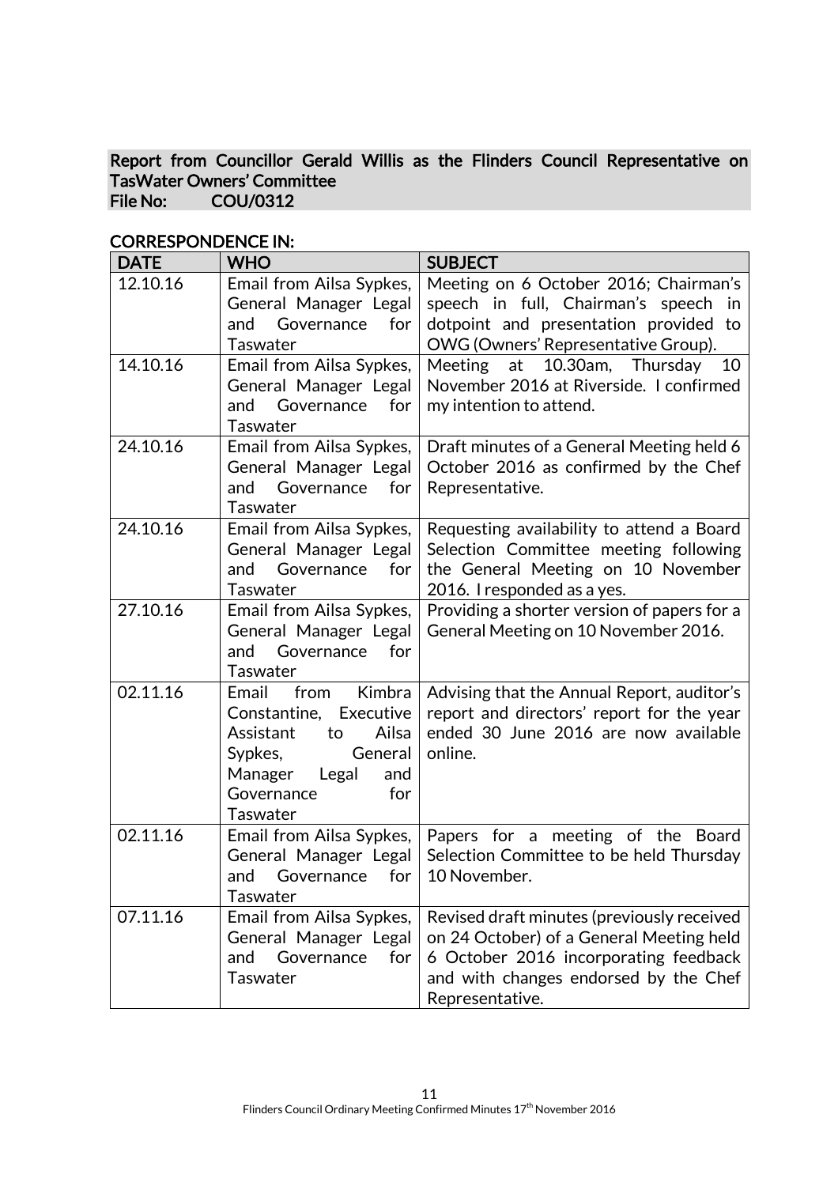**Report from Councillor Gerald Willis as the Flinders Council Representative on TasWater Owners' Committee**
**File No: COU/0312**

**CORRESPONDENCE IN:**

| DATE | WHO | SUBJECT |
|---|---|---|
| 12.10.16 | Email from Ailsa Sypkes, General Manager Legal and Governance for Taswater | Meeting on 6 October 2016; Chairman's speech in full, Chairman's speech in dotpoint and presentation provided to OWG (Owners' Representative Group). |
| 14.10.16 | Email from Ailsa Sypkes, General Manager Legal and Governance for Taswater | Meeting at 10.30am, Thursday 10 November 2016 at Riverside. I confirmed my intention to attend. |
| 24.10.16 | Email from Ailsa Sypkes, General Manager Legal and Governance for Taswater | Draft minutes of a General Meeting held 6 October 2016 as confirmed by the Chef Representative. |
| 24.10.16 | Email from Ailsa Sypkes, General Manager Legal and Governance for Taswater | Requesting availability to attend a Board Selection Committee meeting following the General Meeting on 10 November 2016. I responded as a yes. |
| 27.10.16 | Email from Ailsa Sypkes, General Manager Legal and Governance for Taswater | Providing a shorter version of papers for a General Meeting on 10 November 2016. |
| 02.11.16 | Email from Kimbra Constantine, Executive Assistant to Ailsa Sypkes, General Manager Legal and Governance for Taswater | Advising that the Annual Report, auditor's report and directors' report for the year ended 30 June 2016 are now available online. |
| 02.11.16 | Email from Ailsa Sypkes, General Manager Legal and Governance for Taswater | Papers for a meeting of the Board Selection Committee to be held Thursday 10 November. |
| 07.11.16 | Email from Ailsa Sypkes, General Manager Legal and Governance for Taswater | Revised draft minutes (previously received on 24 October) of a General Meeting held 6 October 2016 incorporating feedback and with changes endorsed by the Chef Representative. |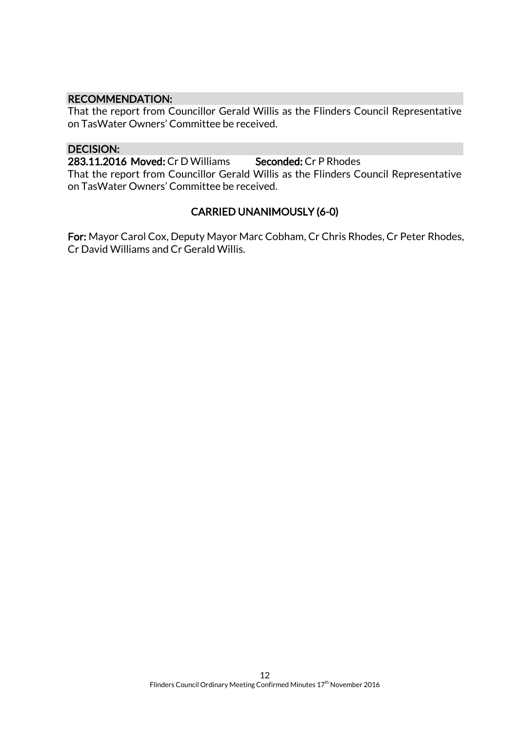**RECOMMENDATION:**

That the report from Councillor Gerald Willis as the Flinders Council Representative on TasWater Owners' Committee be received.

**DECISION:**

**283.11.2016 Moved:** Cr D Williams **Seconded:** Cr P Rhodes

That the report from Councillor Gerald Willis as the Flinders Council Representative on TasWater Owners' Committee be received.

**CARRIED UNANIMOUSLY (6-0)**

**For:** Mayor Carol Cox, Deputy Mayor Marc Cobham, Cr Chris Rhodes, Cr Peter Rhodes, Cr David Williams and Cr Gerald Willis.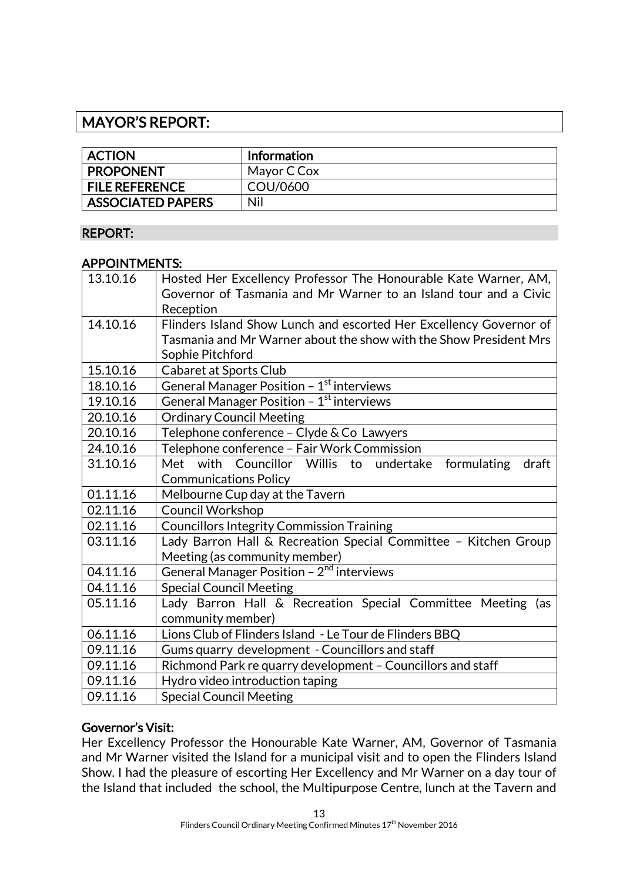# MAYOR'S REPORT:

| ACTION | Information |
|---|---|
| PROPONENT | Mayor C Cox |
| FILE REFERENCE | COU/0600 |
| ASSOCIATED PAPERS | Nil |

## REPORT:

### APPOINTMENTS:

| | |
|---|---|
| 13.10.16 | Hosted Her Excellency Professor The Honourable Kate Warner, AM, Governor of Tasmania and Mr Warner to an Island tour and a Civic Reception |
| 14.10.16 | Flinders Island Show Lunch and escorted Her Excellency Governor of Tasmania and Mr Warner about the show with the Show President Mrs Sophie Pitchford |
| 15.10.16 | Cabaret at Sports Club |
| 18.10.16 | General Manager Position – 1st interviews |
| 19.10.16 | General Manager Position – 1st interviews |
| 20.10.16 | Ordinary Council Meeting |
| 20.10.16 | Telephone conference – Clyde & Co Lawyers |
| 24.10.16 | Telephone conference – Fair Work Commission |
| 31.10.16 | Met with Councillor Willis to undertake formulating draft Communications Policy |
| 01.11.16 | Melbourne Cup day at the Tavern |
| 02.11.16 | Council Workshop |
| 02.11.16 | Councillors Integrity Commission Training |
| 03.11.16 | Lady Barron Hall & Recreation Special Committee – Kitchen Group Meeting (as community member) |
| 04.11.16 | General Manager Position – 2nd interviews |
| 04.11.16 | Special Council Meeting |
| 05.11.16 | Lady Barron Hall & Recreation Special Committee Meeting (as community member) |
| 06.11.16 | Lions Club of Flinders Island - Le Tour de Flinders BBQ |
| 09.11.16 | Gums quarry development - Councillors and staff |
| 09.11.16 | Richmond Park re quarry development – Councillors and staff |
| 09.11.16 | Hydro video introduction taping |
| 09.11.16 | Special Council Meeting |

### Governor's Visit:

Her Excellency Professor the Honourable Kate Warner, AM, Governor of Tasmania and Mr Warner visited the Island for a municipal visit and to open the Flinders Island Show. I had the pleasure of escorting Her Excellency and Mr Warner on a day tour of the Island that included the school, the Multipurpose Centre, lunch at the Tavern and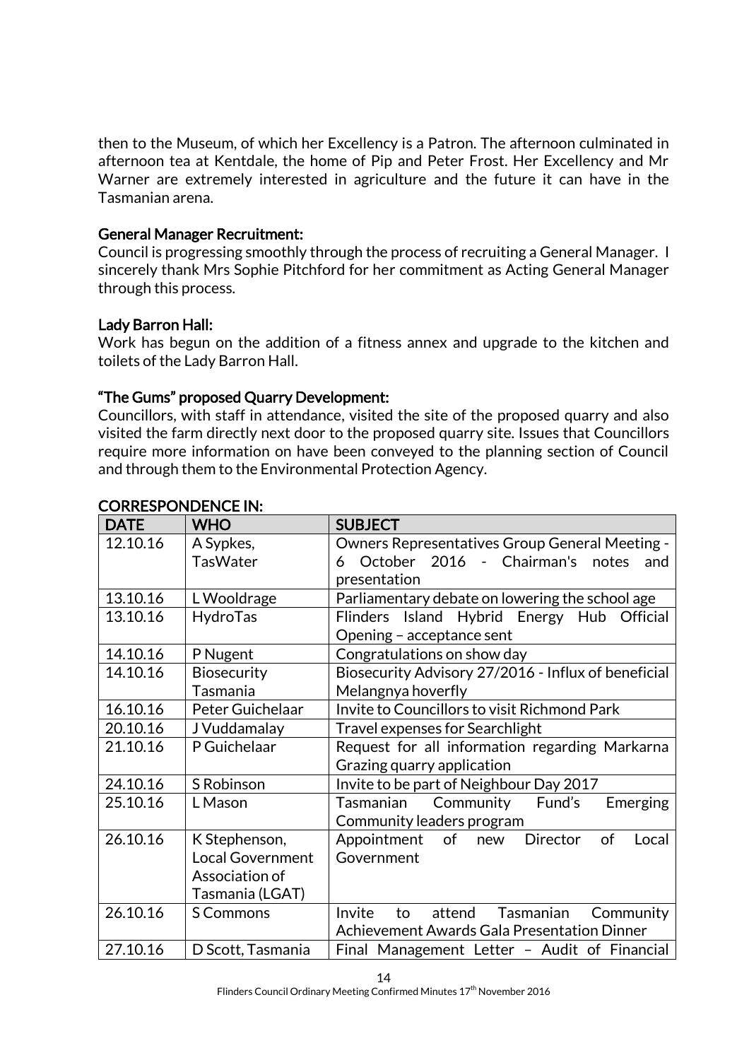then to the Museum, of which her Excellency is a Patron. The afternoon culminated in afternoon tea at Kentdale, the home of Pip and Peter Frost. Her Excellency and Mr Warner are extremely interested in agriculture and the future it can have in the Tasmanian arena.

**General Manager Recruitment:**
Council is progressing smoothly through the process of recruiting a General Manager. I sincerely thank Mrs Sophie Pitchford for her commitment as Acting General Manager through this process.

**Lady Barron Hall:**
Work has begun on the addition of a fitness annex and upgrade to the kitchen and toilets of the Lady Barron Hall.

**"The Gums" proposed Quarry Development:**
Councillors, with staff in attendance, visited the site of the proposed quarry and also visited the farm directly next door to the proposed quarry site. Issues that Councillors require more information on have been conveyed to the planning section of Council and through them to the Environmental Protection Agency.

**CORRESPONDENCE IN:**

| DATE | WHO | SUBJECT |
|---|---|---|
| 12.10.16 | A Sypkes, TasWater | Owners Representatives Group General Meeting - 6 October 2016 - Chairman's notes and presentation |
| 13.10.16 | L Wooldrage | Parliamentary debate on lowering the school age |
| 13.10.16 | HydroTas | Flinders Island Hybrid Energy Hub Official Opening – acceptance sent |
| 14.10.16 | P Nugent | Congratulations on show day |
| 14.10.16 | Biosecurity Tasmania | Biosecurity Advisory 27/2016 - Influx of beneficial Melangnya hoverfly |
| 16.10.16 | Peter Guichelaar | Invite to Councillors to visit Richmond Park |
| 20.10.16 | J Vuddamalay | Travel expenses for Searchlight |
| 21.10.16 | P Guichelaar | Request for all information regarding Markarna Grazing quarry application |
| 24.10.16 | S Robinson | Invite to be part of Neighbour Day 2017 |
| 25.10.16 | L Mason | Tasmanian Community Fund's Emerging Community leaders program |
| 26.10.16 | K Stephenson, Local Government Association of Tasmania (LGAT) | Appointment of new Director of Local Government |
| 26.10.16 | S Commons | Invite to attend Tasmanian Community Achievement Awards Gala Presentation Dinner |
| 27.10.16 | D Scott, Tasmania | Final Management Letter – Audit of Financial |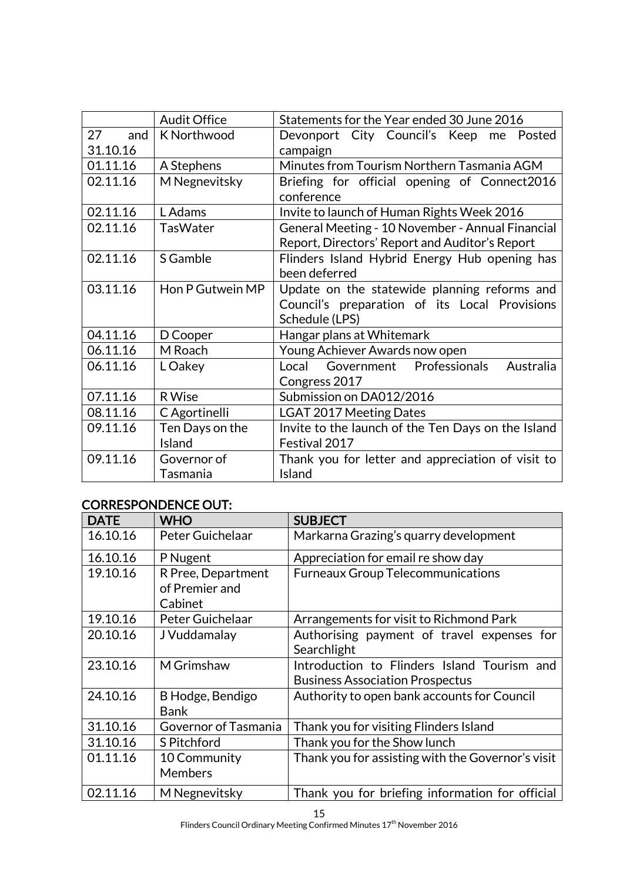|  | Audit Office | Statements for the Year ended 30 June 2016 |
|---|---|---|
| 27 and 31.10.16 | K Northwood | Devonport City Council's Keep me Posted campaign |
| 01.11.16 | A Stephens | Minutes from Tourism Northern Tasmania AGM |
| 02.11.16 | M Negnevitsky | Briefing for official opening of Connect2016 conference |
| 02.11.16 | L Adams | Invite to launch of Human Rights Week 2016 |
| 02.11.16 | TasWater | General Meeting - 10 November - Annual Financial Report, Directors' Report and Auditor's Report |
| 02.11.16 | S Gamble | Flinders Island Hybrid Energy Hub opening has been deferred |
| 03.11.16 | Hon P Gutwein MP | Update on the statewide planning reforms and Council's preparation of its Local Provisions Schedule (LPS) |
| 04.11.16 | D Cooper | Hangar plans at Whitemark |
| 06.11.16 | M Roach | Young Achiever Awards now open |
| 06.11.16 | L Oakey | Local Government Professionals Australia Congress 2017 |
| 07.11.16 | R Wise | Submission on DA012/2016 |
| 08.11.16 | C Agortinelli | LGAT 2017 Meeting Dates |
| 09.11.16 | Ten Days on the Island | Invite to the launch of the Ten Days on the Island Festival 2017 |
| 09.11.16 | Governor of Tasmania | Thank you for letter and appreciation of visit to Island |

## CORRESPONDENCE OUT:

| DATE | WHO | SUBJECT |
|---|---|---|
| 16.10.16 | Peter Guichelaar | Markarna Grazing's quarry development |
| 16.10.16 | P Nugent | Appreciation for email re show day |
| 19.10.16 | R Pree, Department of Premier and Cabinet | Furneaux Group Telecommunications |
| 19.10.16 | Peter Guichelaar | Arrangements for visit to Richmond Park |
| 20.10.16 | J Vuddamalay | Authorising payment of travel expenses for Searchlight |
| 23.10.16 | M Grimshaw | Introduction to Flinders Island Tourism and Business Association Prospectus |
| 24.10.16 | B Hodge, Bendigo Bank | Authority to open bank accounts for Council |
| 31.10.16 | Governor of Tasmania | Thank you for visiting Flinders Island |
| 31.10.16 | S Pitchford | Thank you for the Show lunch |
| 01.11.16 | 10 Community Members | Thank you for assisting with the Governor's visit |
| 02.11.16 | M Negnevitsky | Thank you for briefing information for official |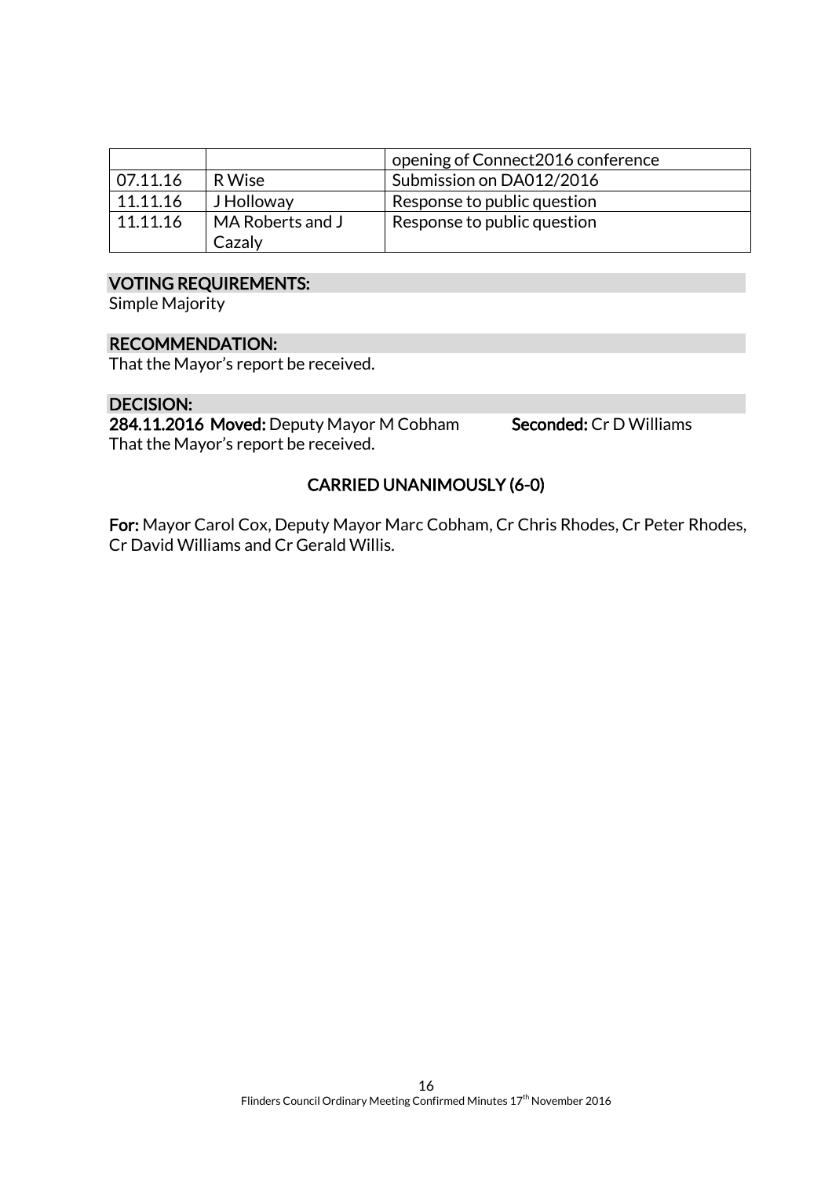|  |  | opening of Connect2016 conference |
| --- | --- | --- |
| 07.11.16 | R Wise | Submission on DA012/2016 |
| 11.11.16 | J Holloway | Response to public question |
| 11.11.16 | MA Roberts and J Cazaly | Response to public question |

## VOTING REQUIREMENTS:

Simple Majority

## RECOMMENDATION:

That the Mayor's report be received.

## DECISION:

**284.11.2016 Moved:** Deputy Mayor M Cobham **Seconded:** Cr D Williams

That the Mayor's report be received.

**CARRIED UNANIMOUSLY (6-0)**

**For:** Mayor Carol Cox, Deputy Mayor Marc Cobham, Cr Chris Rhodes, Cr Peter Rhodes, Cr David Williams and Cr Gerald Willis.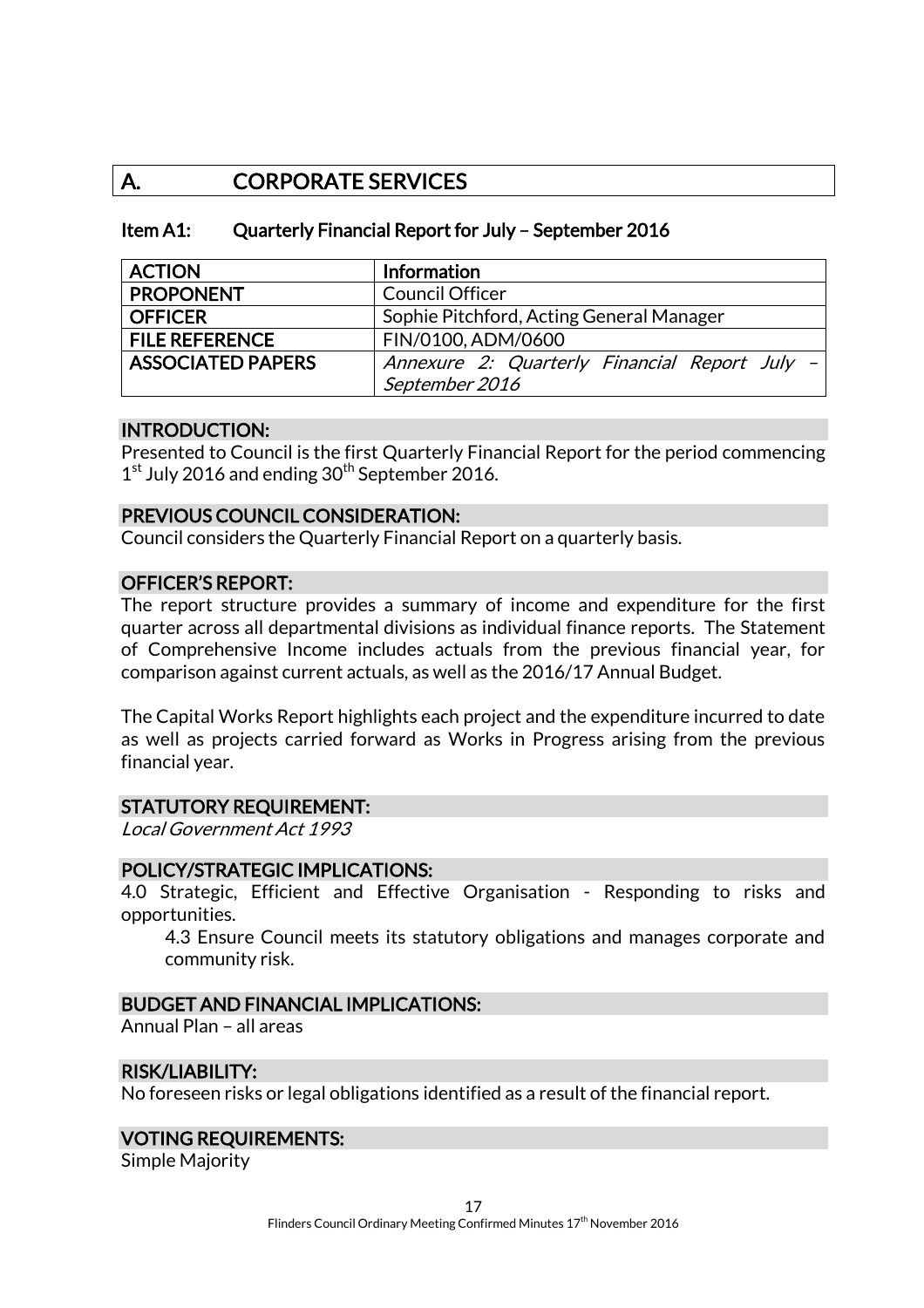# A. CORPORATE SERVICES

## Item A1: Quarterly Financial Report for July – September 2016

| ACTION | Information |
|---|---|
| PROPONENT | Council Officer |
| OFFICER | Sophie Pitchford, Acting General Manager |
| FILE REFERENCE | FIN/0100, ADM/0600 |
| ASSOCIATED PAPERS | *Annexure 2: Quarterly Financial Report July – September 2016* |

### INTRODUCTION:

Presented to Council is the first Quarterly Financial Report for the period commencing 1st July 2016 and ending 30th September 2016.

### PREVIOUS COUNCIL CONSIDERATION:

Council considers the Quarterly Financial Report on a quarterly basis.

### OFFICER'S REPORT:

The report structure provides a summary of income and expenditure for the first quarter across all departmental divisions as individual finance reports. The Statement of Comprehensive Income includes actuals from the previous financial year, for comparison against current actuals, as well as the 2016/17 Annual Budget.

The Capital Works Report highlights each project and the expenditure incurred to date as well as projects carried forward as Works in Progress arising from the previous financial year.

### STATUTORY REQUIREMENT:

*Local Government Act 1993*

### POLICY/STRATEGIC IMPLICATIONS:

4.0 Strategic, Efficient and Effective Organisation - Responding to risks and opportunities.

4.3 Ensure Council meets its statutory obligations and manages corporate and community risk.

### BUDGET AND FINANCIAL IMPLICATIONS:

Annual Plan – all areas

### RISK/LIABILITY:

No foreseen risks or legal obligations identified as a result of the financial report.

### VOTING REQUIREMENTS:

Simple Majority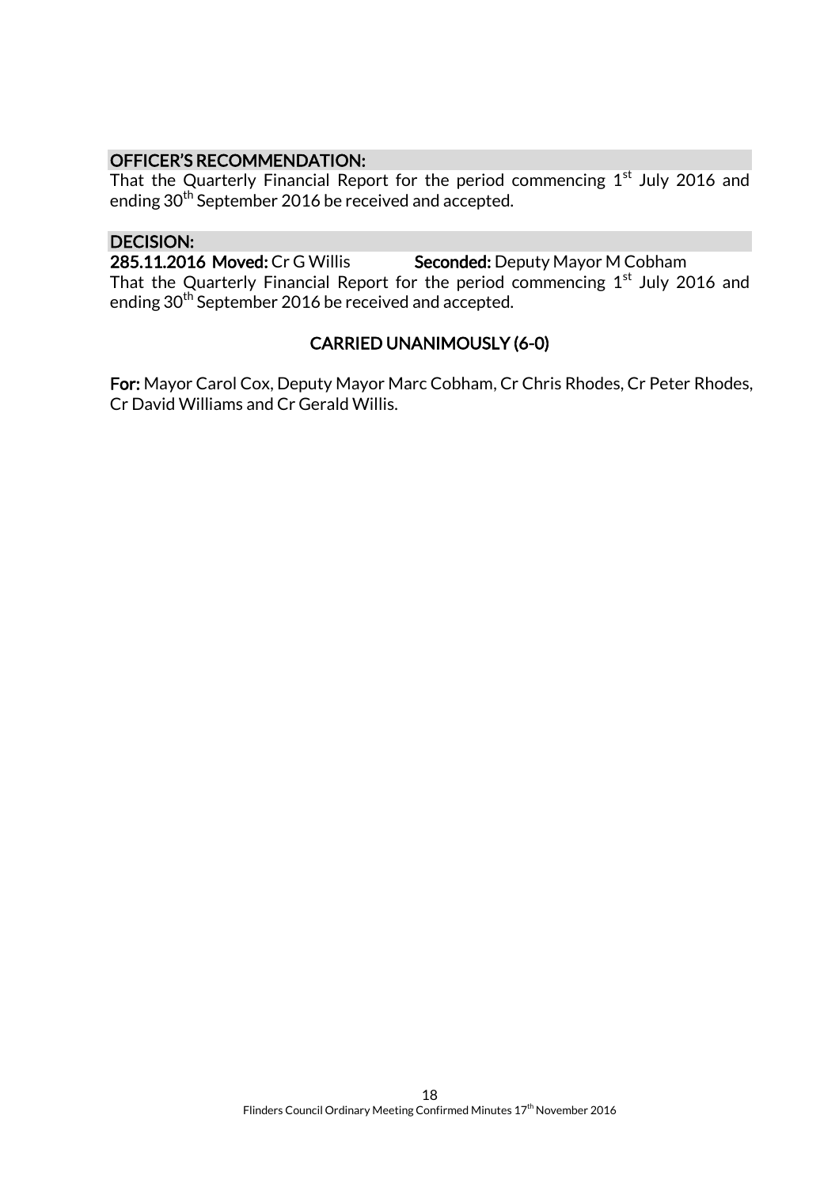**OFFICER'S RECOMMENDATION:**

That the Quarterly Financial Report for the period commencing 1st July 2016 and ending 30th September 2016 be received and accepted.

**DECISION:**

**285.11.2016 Moved:** Cr G Willis **Seconded:** Deputy Mayor M Cobham

That the Quarterly Financial Report for the period commencing 1st July 2016 and ending 30th September 2016 be received and accepted.

**CARRIED UNANIMOUSLY (6-0)**

**For:** Mayor Carol Cox, Deputy Mayor Marc Cobham, Cr Chris Rhodes, Cr Peter Rhodes, Cr David Williams and Cr Gerald Willis.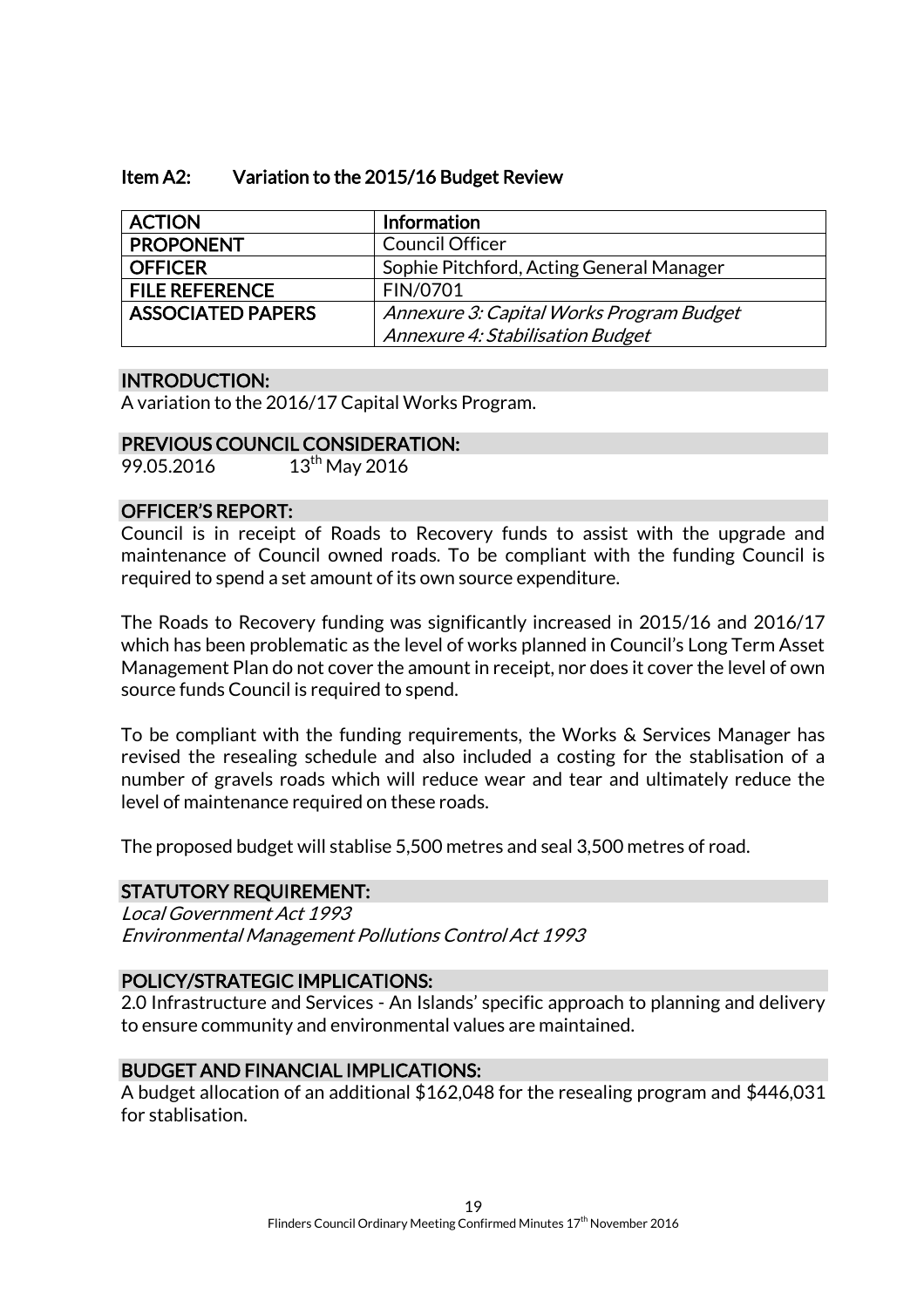## Item A2: Variation to the 2015/16 Budget Review

| ACTION | Information |
|---|---|
| PROPONENT | Council Officer |
| OFFICER | Sophie Pitchford, Acting General Manager |
| FILE REFERENCE | FIN/0701 |
| ASSOCIATED PAPERS | *Annexure 3: Capital Works Program Budget*<br>*Annexure 4: Stabilisation Budget* |

### INTRODUCTION:

A variation to the 2016/17 Capital Works Program.

### PREVIOUS COUNCIL CONSIDERATION:

99.05.2016 13th May 2016

### OFFICER'S REPORT:

Council is in receipt of Roads to Recovery funds to assist with the upgrade and maintenance of Council owned roads. To be compliant with the funding Council is required to spend a set amount of its own source expenditure.

The Roads to Recovery funding was significantly increased in 2015/16 and 2016/17 which has been problematic as the level of works planned in Council's Long Term Asset Management Plan do not cover the amount in receipt, nor does it cover the level of own source funds Council is required to spend.

To be compliant with the funding requirements, the Works & Services Manager has revised the resealing schedule and also included a costing for the stablisation of a number of gravels roads which will reduce wear and tear and ultimately reduce the level of maintenance required on these roads.

The proposed budget will stablise 5,500 metres and seal 3,500 metres of road.

### STATUTORY REQUIREMENT:

*Local Government Act 1993*
*Environmental Management Pollutions Control Act 1993*

### POLICY/STRATEGIC IMPLICATIONS:

2.0 Infrastructure and Services - An Islands' specific approach to planning and delivery to ensure community and environmental values are maintained.

### BUDGET AND FINANCIAL IMPLICATIONS:

A budget allocation of an additional $162,048 for the resealing program and $446,031 for stablisation.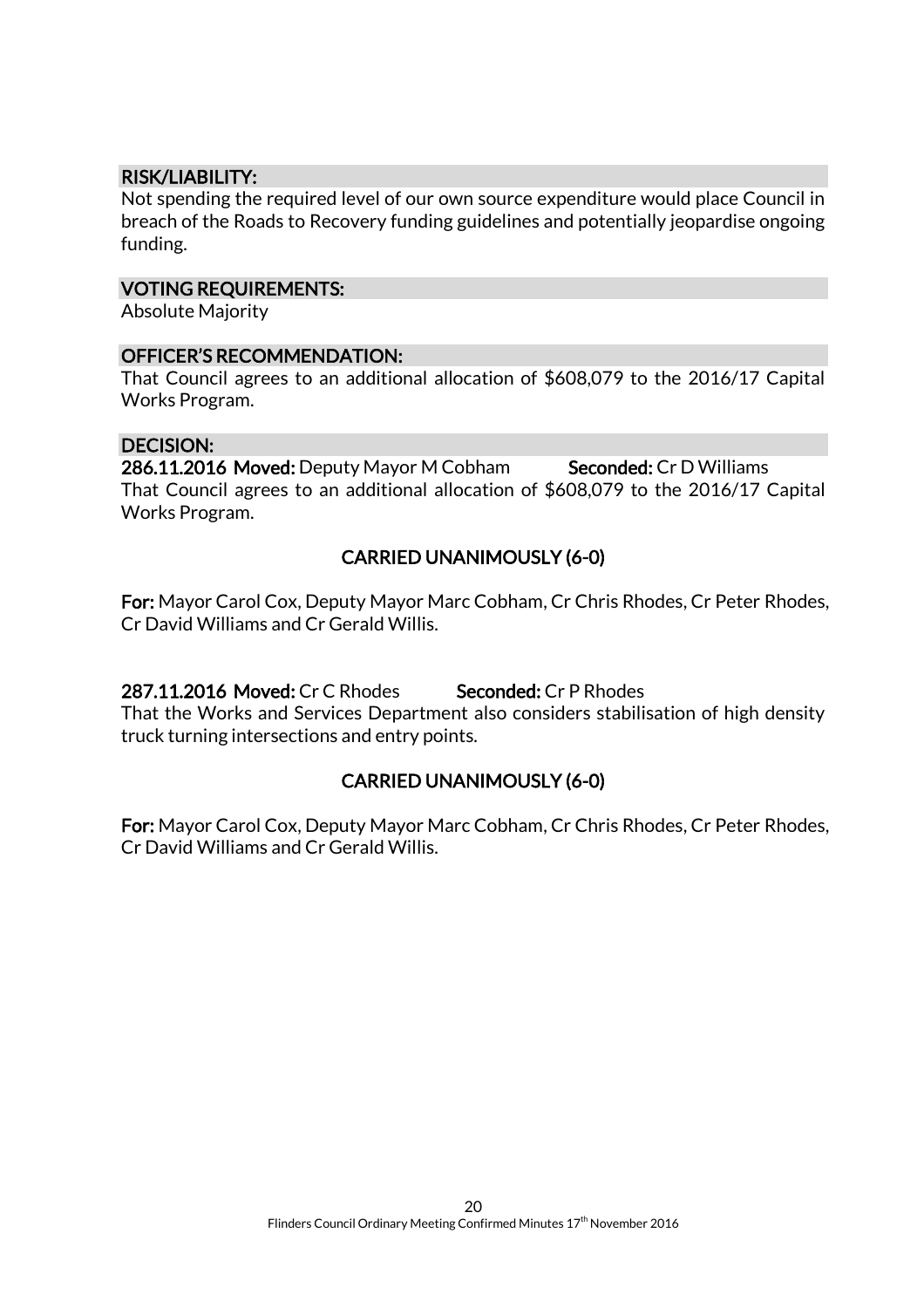## RISK/LIABILITY:

Not spending the required level of our own source expenditure would place Council in breach of the Roads to Recovery funding guidelines and potentially jeopardise ongoing funding.

## VOTING REQUIREMENTS:

Absolute Majority

## OFFICER'S RECOMMENDATION:

That Council agrees to an additional allocation of $608,079 to the 2016/17 Capital Works Program.

## DECISION:

**286.11.2016 Moved:** Deputy Mayor M Cobham **Seconded:** Cr D Williams

That Council agrees to an additional allocation of $608,079 to the 2016/17 Capital Works Program.

**CARRIED UNANIMOUSLY (6-0)**

**For:** Mayor Carol Cox, Deputy Mayor Marc Cobham, Cr Chris Rhodes, Cr Peter Rhodes, Cr David Williams and Cr Gerald Willis.

**287.11.2016 Moved:** Cr C Rhodes **Seconded:** Cr P Rhodes

That the Works and Services Department also considers stabilisation of high density truck turning intersections and entry points.

**CARRIED UNANIMOUSLY (6-0)**

**For:** Mayor Carol Cox, Deputy Mayor Marc Cobham, Cr Chris Rhodes, Cr Peter Rhodes, Cr David Williams and Cr Gerald Willis.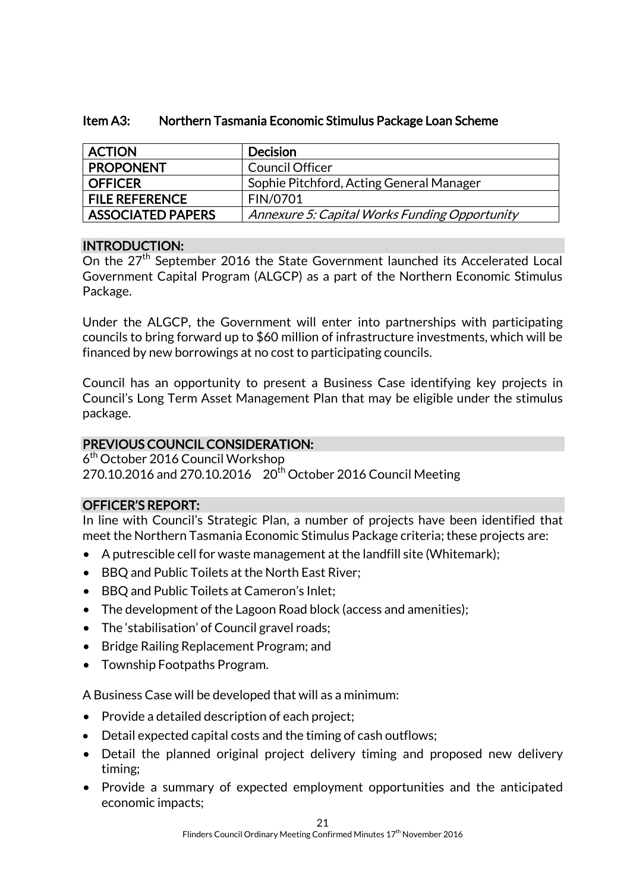## Item A3: Northern Tasmania Economic Stimulus Package Loan Scheme

| ACTION | Decision |
|---|---|
| PROPONENT | Council Officer |
| OFFICER | Sophie Pitchford, Acting General Manager |
| FILE REFERENCE | FIN/0701 |
| ASSOCIATED PAPERS | *Annexure 5: Capital Works Funding Opportunity* |

### INTRODUCTION:

On the 27th September 2016 the State Government launched its Accelerated Local Government Capital Program (ALGCP) as a part of the Northern Economic Stimulus Package.

Under the ALGCP, the Government will enter into partnerships with participating councils to bring forward up to $60 million of infrastructure investments, which will be financed by new borrowings at no cost to participating councils.

Council has an opportunity to present a Business Case identifying key projects in Council's Long Term Asset Management Plan that may be eligible under the stimulus package.

### PREVIOUS COUNCIL CONSIDERATION:

6th October 2016 Council Workshop
270.10.2016 and 270.10.2016 20th October 2016 Council Meeting

### OFFICER'S REPORT:

In line with Council's Strategic Plan, a number of projects have been identified that meet the Northern Tasmania Economic Stimulus Package criteria; these projects are:

- A putrescible cell for waste management at the landfill site (Whitemark);
- BBQ and Public Toilets at the North East River;
- BBQ and Public Toilets at Cameron's Inlet;
- The development of the Lagoon Road block (access and amenities);
- The 'stabilisation' of Council gravel roads;
- Bridge Railing Replacement Program; and
- Township Footpaths Program.

A Business Case will be developed that will as a minimum:

- Provide a detailed description of each project;
- Detail expected capital costs and the timing of cash outflows;
- Detail the planned original project delivery timing and proposed new delivery timing;
- Provide a summary of expected employment opportunities and the anticipated economic impacts;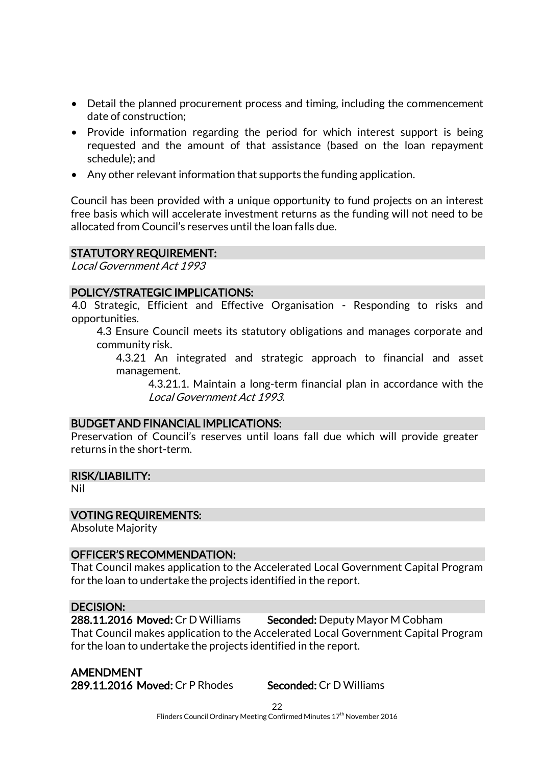- Detail the planned procurement process and timing, including the commencement date of construction;
- Provide information regarding the period for which interest support is being requested and the amount of that assistance (based on the loan repayment schedule); and
- Any other relevant information that supports the funding application.

Council has been provided with a unique opportunity to fund projects on an interest free basis which will accelerate investment returns as the funding will not need to be allocated from Council's reserves until the loan falls due.

## STATUTORY REQUIREMENT:

*Local Government Act 1993*

## POLICY/STRATEGIC IMPLICATIONS:

4.0 Strategic, Efficient and Effective Organisation - Responding to risks and opportunities.

4.3 Ensure Council meets its statutory obligations and manages corporate and community risk.

4.3.21 An integrated and strategic approach to financial and asset management.

4.3.21.1. Maintain a long-term financial plan in accordance with the *Local Government Act 1993*.

## BUDGET AND FINANCIAL IMPLICATIONS:

Preservation of Council's reserves until loans fall due which will provide greater returns in the short-term.

## RISK/LIABILITY:

Nil

## VOTING REQUIREMENTS:

Absolute Majority

## OFFICER'S RECOMMENDATION:

That Council makes application to the Accelerated Local Government Capital Program for the loan to undertake the projects identified in the report.

## DECISION:

**288.11.2016 Moved:** Cr D Williams **Seconded:** Deputy Mayor M Cobham

That Council makes application to the Accelerated Local Government Capital Program for the loan to undertake the projects identified in the report.

## AMENDMENT

**289.11.2016 Moved:** Cr P Rhodes **Seconded:** Cr D Williams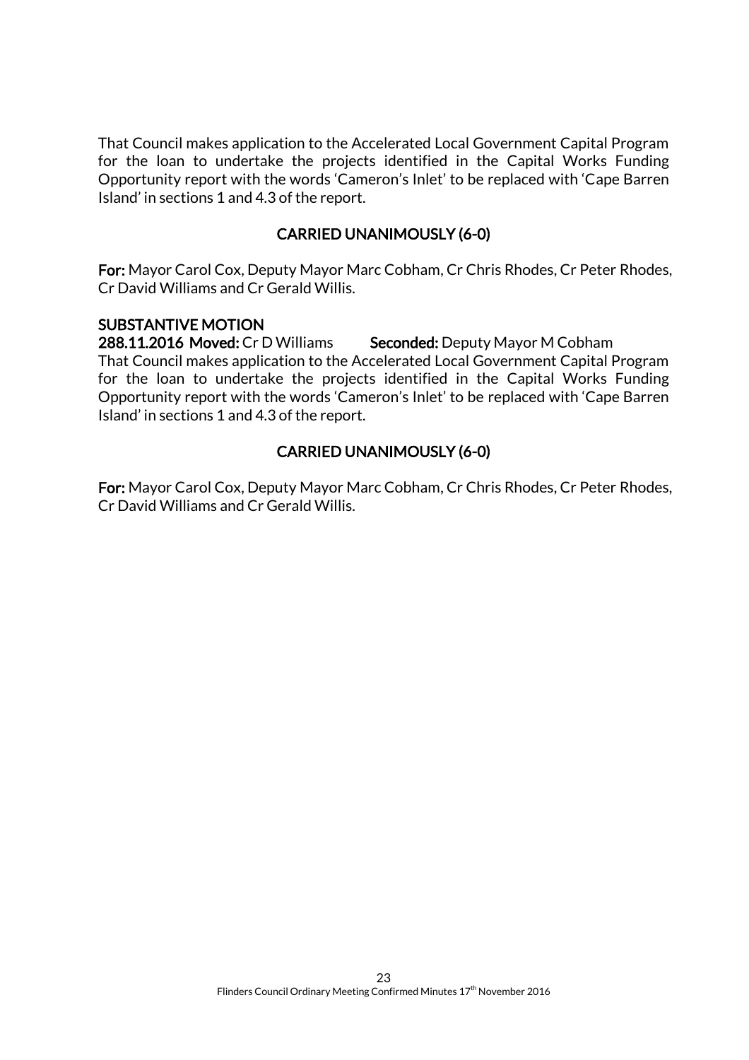That Council makes application to the Accelerated Local Government Capital Program for the loan to undertake the projects identified in the Capital Works Funding Opportunity report with the words 'Cameron's Inlet' to be replaced with 'Cape Barren Island' in sections 1 and 4.3 of the report.

**CARRIED UNANIMOUSLY (6-0)**

**For:** Mayor Carol Cox, Deputy Mayor Marc Cobham, Cr Chris Rhodes, Cr Peter Rhodes, Cr David Williams and Cr Gerald Willis.

**SUBSTANTIVE MOTION**

**288.11.2016 Moved:** Cr D Williams **Seconded:** Deputy Mayor M Cobham

That Council makes application to the Accelerated Local Government Capital Program for the loan to undertake the projects identified in the Capital Works Funding Opportunity report with the words 'Cameron's Inlet' to be replaced with 'Cape Barren Island' in sections 1 and 4.3 of the report.

**CARRIED UNANIMOUSLY (6-0)**

**For:** Mayor Carol Cox, Deputy Mayor Marc Cobham, Cr Chris Rhodes, Cr Peter Rhodes, Cr David Williams and Cr Gerald Willis.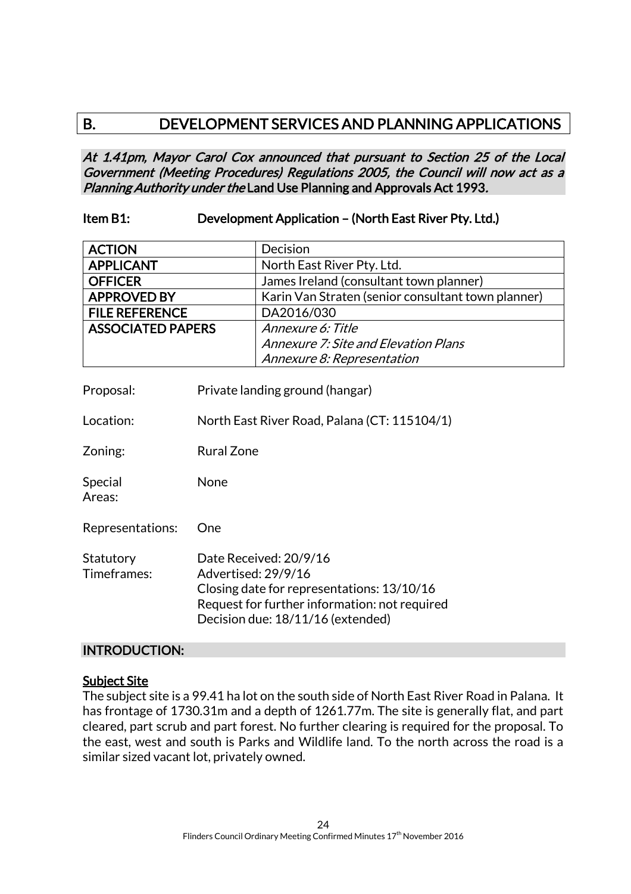# B. DEVELOPMENT SERVICES AND PLANNING APPLICATIONS

*At 1.41pm, Mayor Carol Cox announced that pursuant to Section 25 of the Local Government (Meeting Procedures) Regulations 2005, the Council will now act as a Planning Authority under the* **Land Use Planning and Approvals Act 1993.**

**Item B1: Development Application – (North East River Pty. Ltd.)**

| | |
|---|---|
| **ACTION** | Decision |
| **APPLICANT** | North East River Pty. Ltd. |
| **OFFICER** | James Ireland (consultant town planner) |
| **APPROVED BY** | Karin Van Straten (senior consultant town planner) |
| **FILE REFERENCE** | DA2016/030 |
| **ASSOCIATED PAPERS** | *Annexure 6: Title*<br>*Annexure 7: Site and Elevation Plans*<br>*Annexure 8: Representation* |

Proposal: Private landing ground (hangar)

Location: North East River Road, Palana (CT: 115104/1)

Zoning: Rural Zone

Special Areas: None

Representations: One

Statutory Timeframes: Date Received: 20/9/16
Advertised: 29/9/16
Closing date for representations: 13/10/16
Request for further information: not required
Decision due: 18/11/16 (extended)

## INTRODUCTION:

**Subject Site**

The subject site is a 99.41 ha lot on the south side of North East River Road in Palana. It has frontage of 1730.31m and a depth of 1261.77m. The site is generally flat, and part cleared, part scrub and part forest. No further clearing is required for the proposal. To the east, west and south is Parks and Wildlife land. To the north across the road is a similar sized vacant lot, privately owned.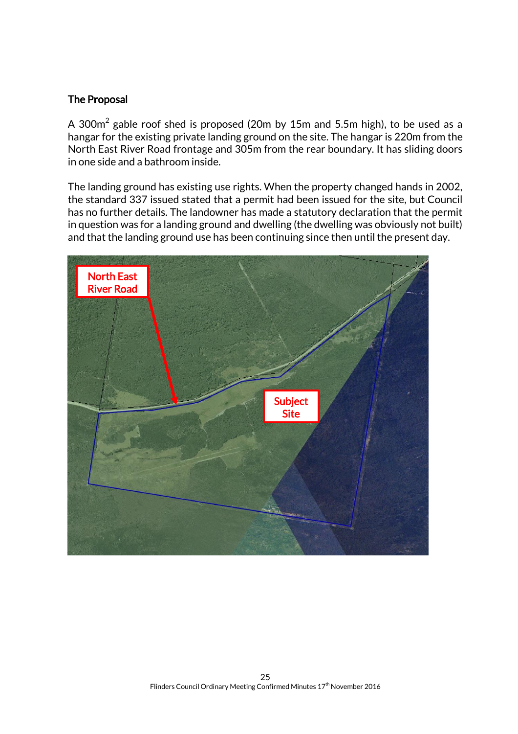**The Proposal**

A 300m$^2$ gable roof shed is proposed (20m by 15m and 5.5m high), to be used as a hangar for the existing private landing ground on the site. The hangar is 220m from the North East River Road frontage and 305m from the rear boundary. It has sliding doors in one side and a bathroom inside.

The landing ground has existing use rights. When the property changed hands in 2002, the standard 337 issued stated that a permit had been issued for the site, but Council has no further details. The landowner has made a statutory declaration that the permit in question was for a landing ground and dwelling (the dwelling was obviously not built) and that the landing ground use has been continuing since then until the present day.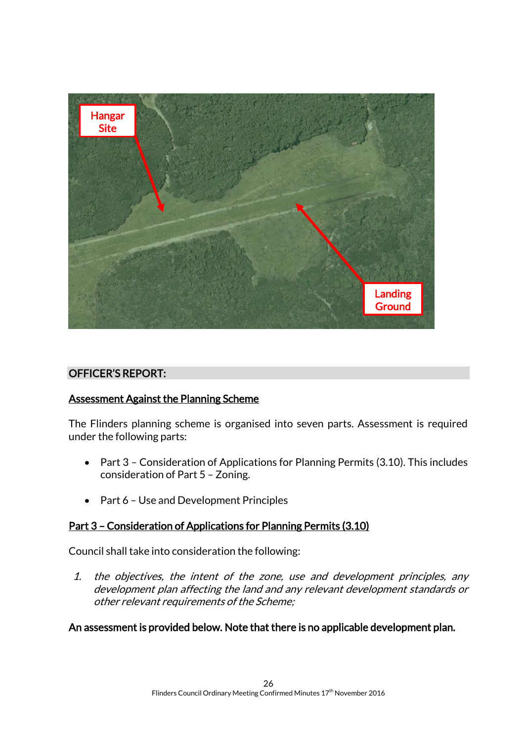OFFICER'S REPORT:

**Assessment Against the Planning Scheme**

The Flinders planning scheme is organised into seven parts. Assessment is required under the following parts:

- Part 3 – Consideration of Applications for Planning Permits (3.10). This includes consideration of Part 5 – Zoning.
- Part 6 – Use and Development Principles

**Part 3 – Consideration of Applications for Planning Permits (3.10)**

Council shall take into consideration the following:

1. *the objectives, the intent of the zone, use and development principles, any development plan affecting the land and any relevant development standards or other relevant requirements of the Scheme;*

**An assessment is provided below. Note that there is no applicable development plan.**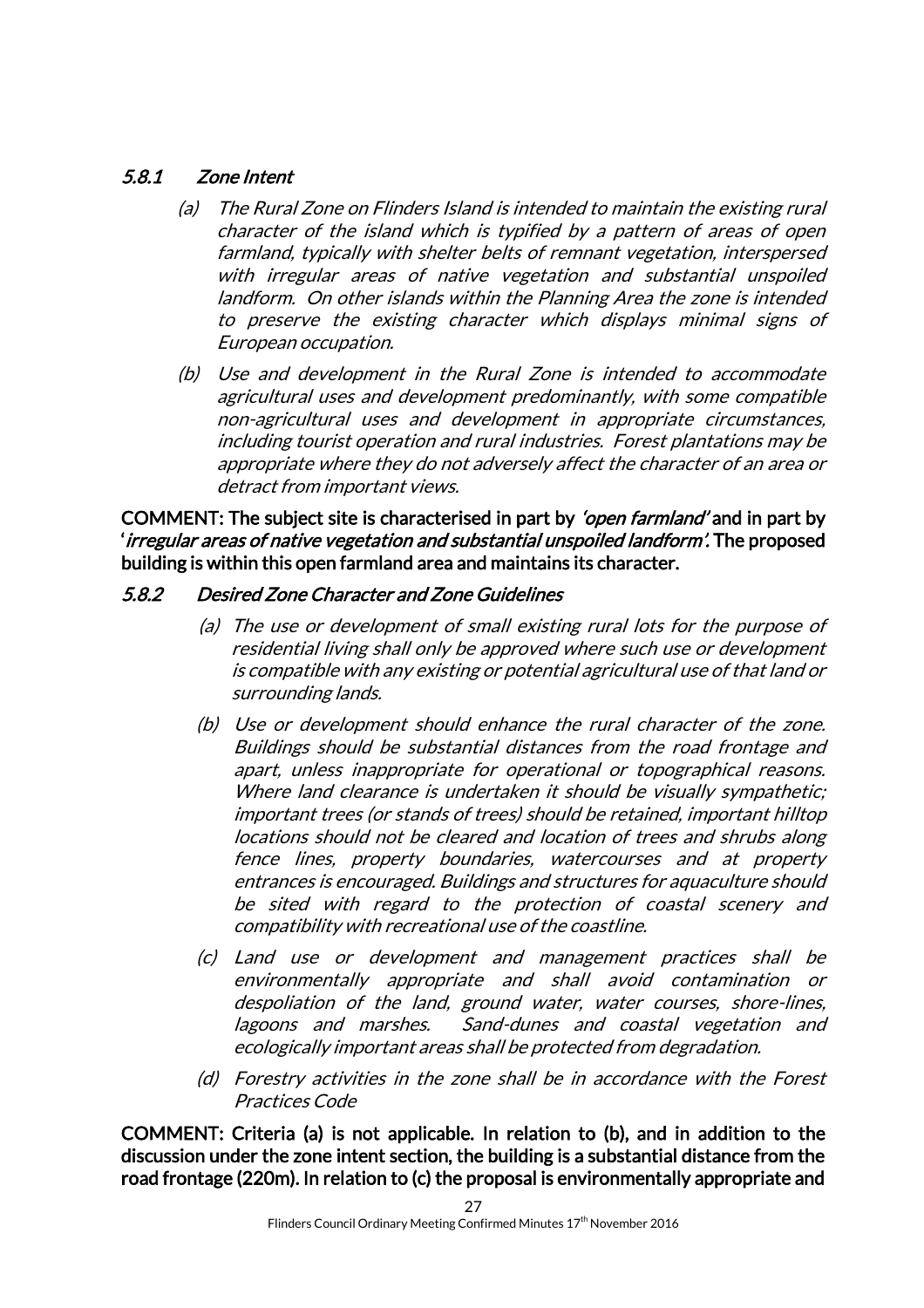### *5.8.1 Zone Intent*

*(a) The Rural Zone on Flinders Island is intended to maintain the existing rural character of the island which is typified by a pattern of areas of open farmland, typically with shelter belts of remnant vegetation, interspersed with irregular areas of native vegetation and substantial unspoiled landform. On other islands within the Planning Area the zone is intended to preserve the existing character which displays minimal signs of European occupation.*

*(b) Use and development in the Rural Zone is intended to accommodate agricultural uses and development predominantly, with some compatible non-agricultural uses and development in appropriate circumstances, including tourist operation and rural industries. Forest plantations may be appropriate where they do not adversely affect the character of an area or detract from important views.*

**COMMENT: The subject site is characterised in part by *'open farmland'* and in part by '*irregular areas of native vegetation and substantial unspoiled landform'*. The proposed building is within this open farmland area and maintains its character.**

### *5.8.2 Desired Zone Character and Zone Guidelines*

*(a) The use or development of small existing rural lots for the purpose of residential living shall only be approved where such use or development is compatible with any existing or potential agricultural use of that land or surrounding lands.*

*(b) Use or development should enhance the rural character of the zone. Buildings should be substantial distances from the road frontage and apart, unless inappropriate for operational or topographical reasons. Where land clearance is undertaken it should be visually sympathetic; important trees (or stands of trees) should be retained, important hilltop locations should not be cleared and location of trees and shrubs along fence lines, property boundaries, watercourses and at property entrances is encouraged. Buildings and structures for aquaculture should be sited with regard to the protection of coastal scenery and compatibility with recreational use of the coastline.*

*(c) Land use or development and management practices shall be environmentally appropriate and shall avoid contamination or despoliation of the land, ground water, water courses, shore-lines, lagoons and marshes. Sand-dunes and coastal vegetation and ecologically important areas shall be protected from degradation.*

*(d) Forestry activities in the zone shall be in accordance with the Forest Practices Code*

**COMMENT: Criteria (a) is not applicable. In relation to (b), and in addition to the discussion under the zone intent section, the building is a substantial distance from the road frontage (220m). In relation to (c) the proposal is environmentally appropriate and**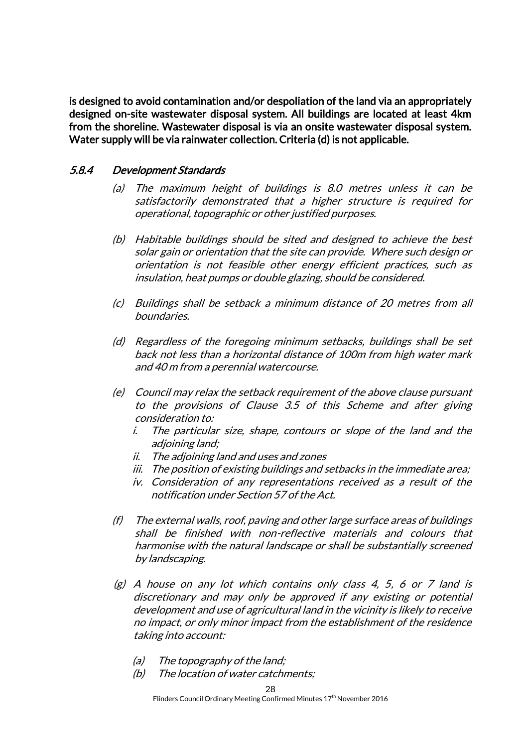**is designed to avoid contamination and/or despoliation of the land via an appropriately designed on-site wastewater disposal system. All buildings are located at least 4km from the shoreline. Wastewater disposal is via an onsite wastewater disposal system. Water supply will be via rainwater collection. Criteria (d) is not applicable.**

### *5.8.4 Development Standards*

*(a) The maximum height of buildings is 8.0 metres unless it can be satisfactorily demonstrated that a higher structure is required for operational, topographic or other justified purposes.*

*(b) Habitable buildings should be sited and designed to achieve the best solar gain or orientation that the site can provide. Where such design or orientation is not feasible other energy efficient practices, such as insulation, heat pumps or double glazing, should be considered.*

*(c) Buildings shall be setback a minimum distance of 20 metres from all boundaries.*

*(d) Regardless of the foregoing minimum setbacks, buildings shall be set back not less than a horizontal distance of 100m from high water mark and 40 m from a perennial watercourse.*

*(e) Council may relax the setback requirement of the above clause pursuant to the provisions of Clause 3.5 of this Scheme and after giving consideration to:*

*i. The particular size, shape, contours or slope of the land and the adjoining land;*

*ii. The adjoining land and uses and zones*

*iii. The position of existing buildings and setbacks in the immediate area;*

*iv. Consideration of any representations received as a result of the notification under Section 57 of the Act.*

*(f) The external walls, roof, paving and other large surface areas of buildings shall be finished with non-reflective materials and colours that harmonise with the natural landscape or shall be substantially screened by landscaping.*

*(g) A house on any lot which contains only class 4, 5, 6 or 7 land is discretionary and may only be approved if any existing or potential development and use of agricultural land in the vicinity is likely to receive no impact, or only minor impact from the establishment of the residence taking into account:*

*(a) The topography of the land;*

*(b) The location of water catchments;*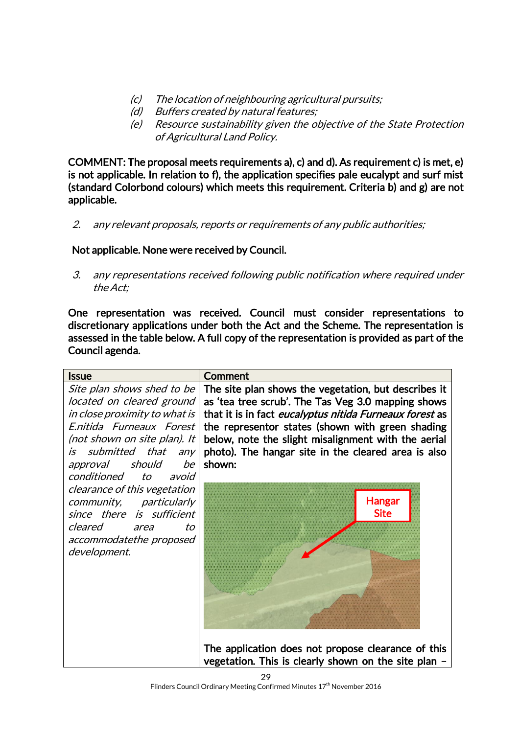(c) *The location of neighbouring agricultural pursuits;*
(d) *Buffers created by natural features;*
(e) *Resource sustainability given the objective of the State Protection of Agricultural Land Policy.*

**COMMENT: The proposal meets requirements a), c) and d). As requirement c) is met, e) is not applicable. In relation to f), the application specifies pale eucalypt and surf mist (standard Colorbond colours) which meets this requirement. Criteria b) and g) are not applicable.**

2. *any relevant proposals, reports or requirements of any public authorities;*

**Not applicable. None were received by Council.**

3. *any representations received following public notification where required under the Act;*

**One representation was received. Council must consider representations to discretionary applications under both the Act and the Scheme. The representation is assessed in the table below. A full copy of the representation is provided as part of the Council agenda.**

| Issue | Comment |
|---|---|
| *Site plan shows shed to be located on cleared ground in close proximity to what is E.nitida Furneaux Forest (not shown on site plan). It is submitted that any approval should be conditioned to avoid clearance of this vegetation community, particularly since there is sufficient cleared area to accommodatethe proposed development.* | **The site plan shows the vegetation, but describes it as 'tea tree scrub'. The Tas Veg 3.0 mapping shows that it is in fact *eucalyptus nitida Furneaux forest* as the representor states (shown with green shading below, note the slight misalignment with the aerial photo). The hangar site in the cleared area is also shown:** Hangar Site **The application does not propose clearance of this vegetation. This is clearly shown on the site plan –** |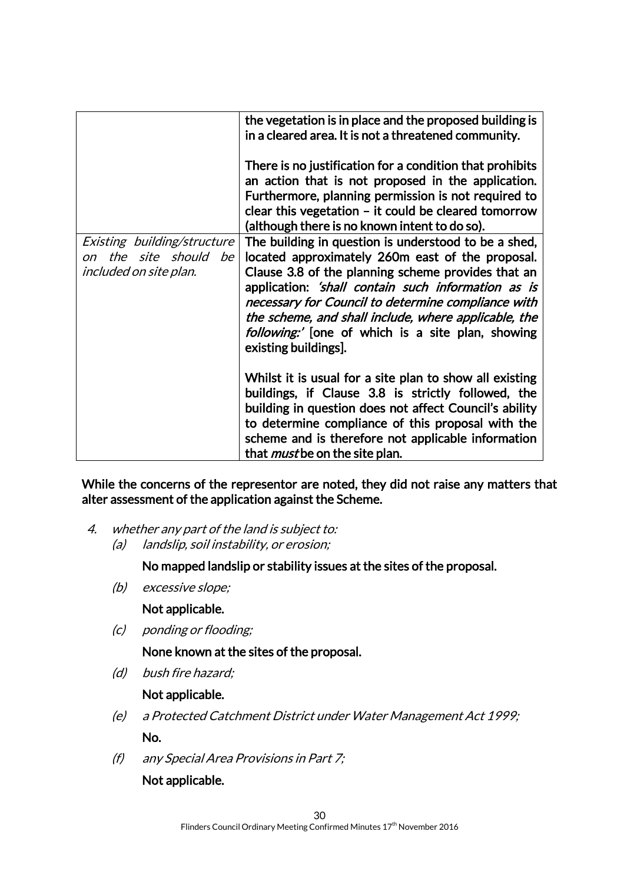| | |
|---|---|
| | **the vegetation is in place and the proposed building is in a cleared area. It is not a threatened community.**<br><br>**There is no justification for a condition that prohibits an action that is not proposed in the application. Furthermore, planning permission is not required to clear this vegetation – it could be cleared tomorrow (although there is no known intent to do so).** |
| *Existing building/structure on the site should be included on site plan.* | **The building in question is understood to be a shed, located approximately 260m east of the proposal. Clause 3.8 of the planning scheme provides that an application: *'shall contain such information as is necessary for Council to determine compliance with the scheme, and shall include, where applicable, the following:'* [one of which is a site plan, showing existing buildings].**<br><br>**Whilst it is usual for a site plan to show all existing buildings, if Clause 3.8 is strictly followed, the building in question does not affect Council's ability to determine compliance of this proposal with the scheme and is therefore not applicable information that *must* be on the site plan.** |

**While the concerns of the representor are noted, they did not raise any matters that alter assessment of the application against the Scheme.**

4. *whether any part of the land is subject to:*
   (a) *landslip, soil instability, or erosion;*

   **No mapped landslip or stability issues at the sites of the proposal.**

   (b) *excessive slope;*

   **Not applicable.**

   (c) *ponding or flooding;*

   **None known at the sites of the proposal.**

   (d) *bush fire hazard;*

   **Not applicable.**

   (e) *a Protected Catchment District under Water Management Act 1999;*

   **No.**

   (f) *any Special Area Provisions in Part 7;*

   **Not applicable.**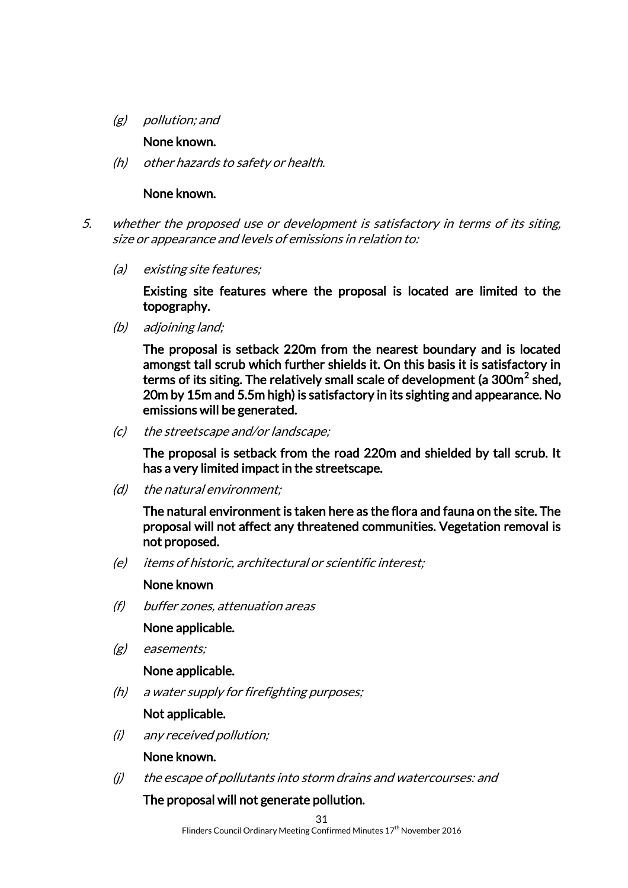(g) *pollution; and*

**None known.**

(h) *other hazards to safety or health.*

**None known.**

5. *whether the proposed use or development is satisfactory in terms of its siting, size or appearance and levels of emissions in relation to:*

(a) *existing site features;*

**Existing site features where the proposal is located are limited to the topography.**

(b) *adjoining land;*

**The proposal is setback 220m from the nearest boundary and is located amongst tall scrub which further shields it. On this basis it is satisfactory in terms of its siting. The relatively small scale of development (a 300m$^2$ shed, 20m by 15m and 5.5m high) is satisfactory in its sighting and appearance. No emissions will be generated.**

(c) *the streetscape and/or landscape;*

**The proposal is setback from the road 220m and shielded by tall scrub. It has a very limited impact in the streetscape.**

(d) *the natural environment;*

**The natural environment is taken here as the flora and fauna on the site. The proposal will not affect any threatened communities. Vegetation removal is not proposed.**

(e) *items of historic, architectural or scientific interest;*

**None known**

(f) *buffer zones, attenuation areas*

**None applicable.**

(g) *easements;*

**None applicable.**

(h) *a water supply for firefighting purposes;*

**Not applicable.**

(i) *any received pollution;*

**None known.**

(j) *the escape of pollutants into storm drains and watercourses: and*

**The proposal will not generate pollution.**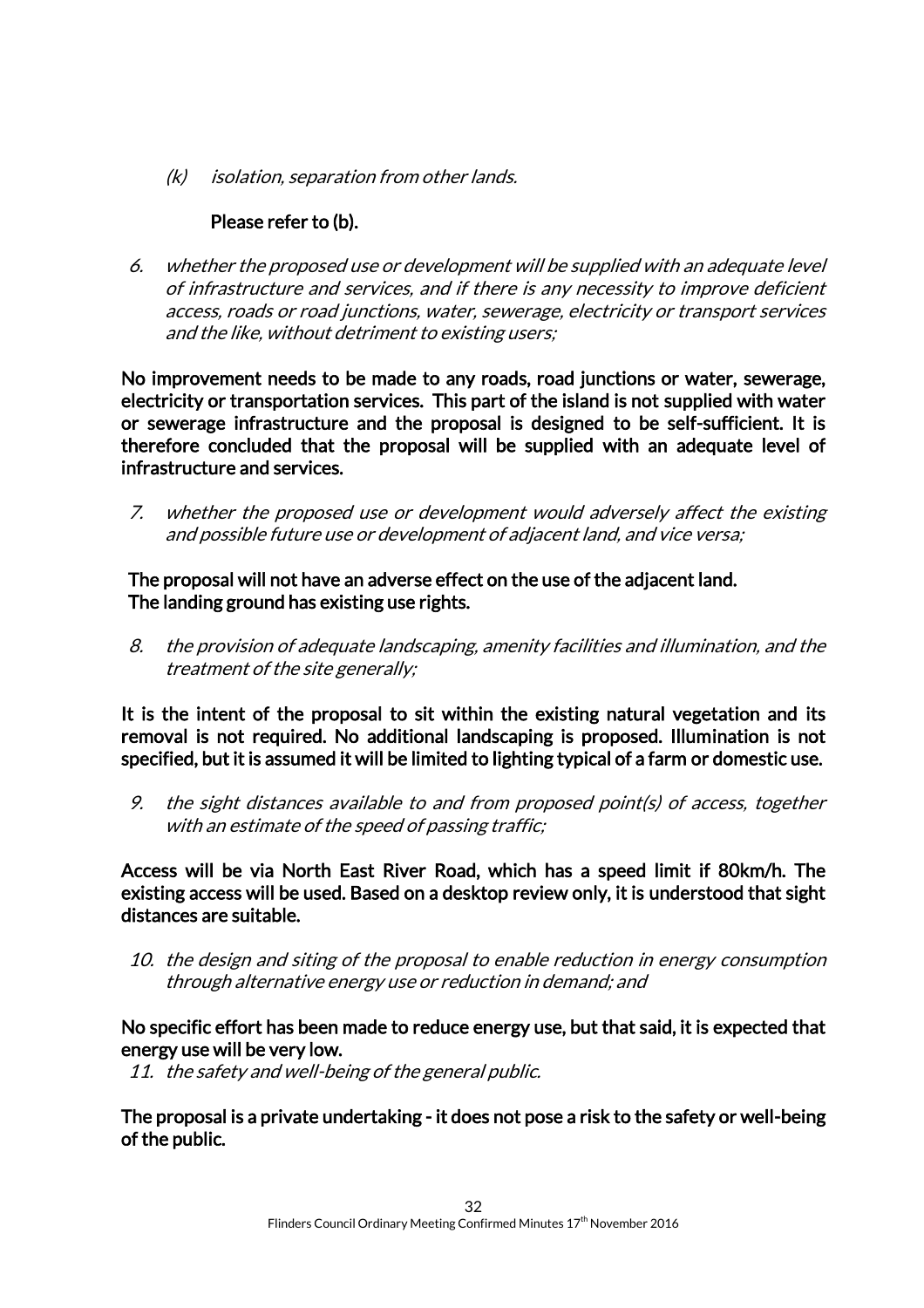(k) *isolation, separation from other lands.*

**Please refer to (b).**

6. *whether the proposed use or development will be supplied with an adequate level of infrastructure and services, and if there is any necessity to improve deficient access, roads or road junctions, water, sewerage, electricity or transport services and the like, without detriment to existing users;*

**No improvement needs to be made to any roads, road junctions or water, sewerage, electricity or transportation services. This part of the island is not supplied with water or sewerage infrastructure and the proposal is designed to be self-sufficient. It is therefore concluded that the proposal will be supplied with an adequate level of infrastructure and services.**

7. *whether the proposed use or development would adversely affect the existing and possible future use or development of adjacent land, and vice versa;*

**The proposal will not have an adverse effect on the use of the adjacent land. The landing ground has existing use rights.**

8. *the provision of adequate landscaping, amenity facilities and illumination, and the treatment of the site generally;*

**It is the intent of the proposal to sit within the existing natural vegetation and its removal is not required. No additional landscaping is proposed. Illumination is not specified, but it is assumed it will be limited to lighting typical of a farm or domestic use.**

9. *the sight distances available to and from proposed point(s) of access, together with an estimate of the speed of passing traffic;*

**Access will be via North East River Road, which has a speed limit if 80km/h. The existing access will be used. Based on a desktop review only, it is understood that sight distances are suitable.**

10. *the design and siting of the proposal to enable reduction in energy consumption through alternative energy use or reduction in demand; and*

**No specific effort has been made to reduce energy use, but that said, it is expected that energy use will be very low.**

11. *the safety and well-being of the general public.*

**The proposal is a private undertaking - it does not pose a risk to the safety or well-being of the public.**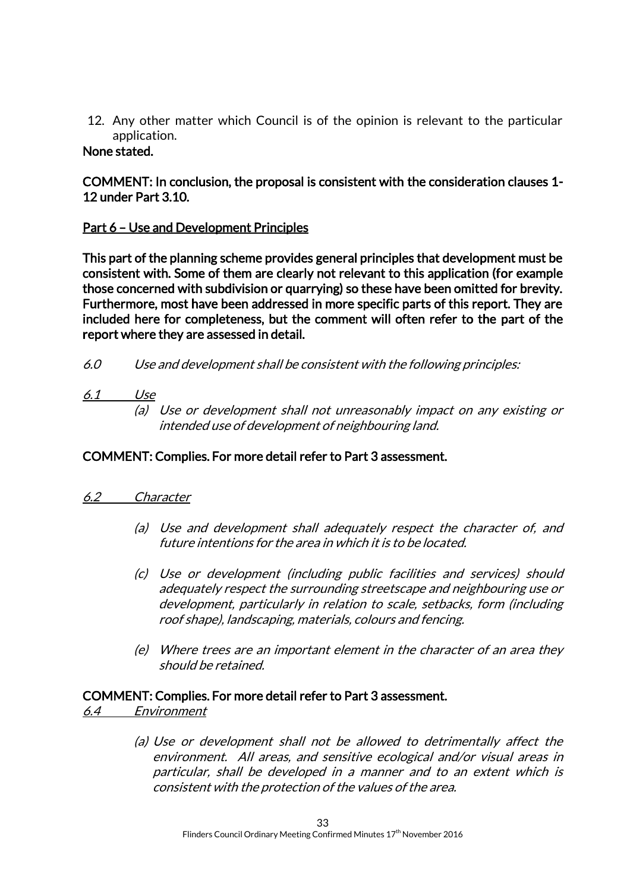12. Any other matter which Council is of the opinion is relevant to the particular application.

**None stated.**

**COMMENT: In conclusion, the proposal is consistent with the consideration clauses 1-12 under Part 3.10.**

**Part 6 – Use and Development Principles**

**This part of the planning scheme provides general principles that development must be consistent with. Some of them are clearly not relevant to this application (for example those concerned with subdivision or quarrying) so these have been omitted for brevity. Furthermore, most have been addressed in more specific parts of this report. They are included here for completeness, but the comment will often refer to the part of the report where they are assessed in detail.**

*6.0 Use and development shall be consistent with the following principles:*

*6.1 Use*

*(a) Use or development shall not unreasonably impact on any existing or intended use of development of neighbouring land.*

**COMMENT: Complies. For more detail refer to Part 3 assessment.**

*6.2 Character*

*(a) Use and development shall adequately respect the character of, and future intentions for the area in which it is to be located.*

*(c) Use or development (including public facilities and services) should adequately respect the surrounding streetscape and neighbouring use or development, particularly in relation to scale, setbacks, form (including roof shape), landscaping, materials, colours and fencing.*

*(e) Where trees are an important element in the character of an area they should be retained.*

**COMMENT: Complies. For more detail refer to Part 3 assessment.**

*6.4 Environment*

*(a) Use or development shall not be allowed to detrimentally affect the environment. All areas, and sensitive ecological and/or visual areas in particular, shall be developed in a manner and to an extent which is consistent with the protection of the values of the area.*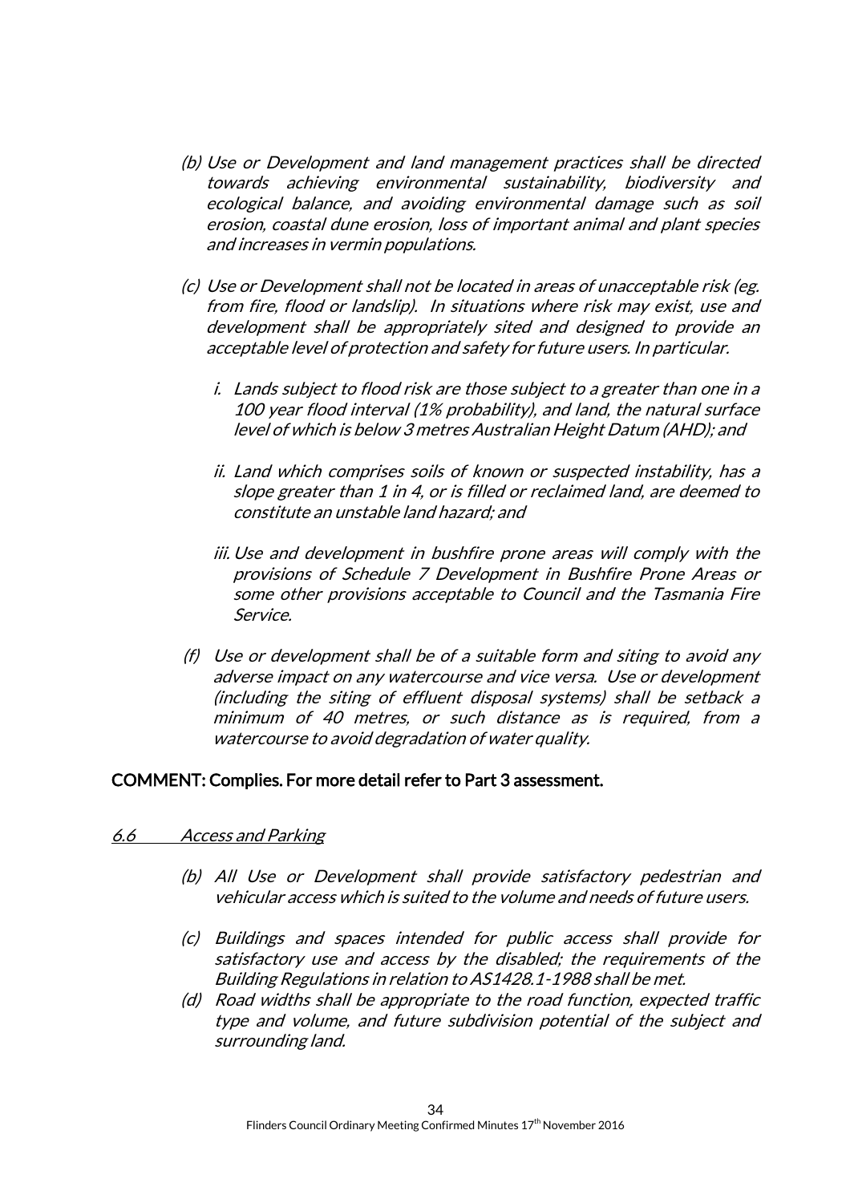*(b) Use or Development and land management practices shall be directed towards achieving environmental sustainability, biodiversity and ecological balance, and avoiding environmental damage such as soil erosion, coastal dune erosion, loss of important animal and plant species and increases in vermin populations.*

*(c) Use or Development shall not be located in areas of unacceptable risk (eg. from fire, flood or landslip). In situations where risk may exist, use and development shall be appropriately sited and designed to provide an acceptable level of protection and safety for future users. In particular.*

*i. Lands subject to flood risk are those subject to a greater than one in a 100 year flood interval (1% probability), and land, the natural surface level of which is below 3 metres Australian Height Datum (AHD); and*

*ii. Land which comprises soils of known or suspected instability, has a slope greater than 1 in 4, or is filled or reclaimed land, are deemed to constitute an unstable land hazard; and*

*iii. Use and development in bushfire prone areas will comply with the provisions of Schedule 7 Development in Bushfire Prone Areas or some other provisions acceptable to Council and the Tasmania Fire Service.*

*(f) Use or development shall be of a suitable form and siting to avoid any adverse impact on any watercourse and vice versa. Use or development (including the siting of effluent disposal systems) shall be setback a minimum of 40 metres, or such distance as is required, from a watercourse to avoid degradation of water quality.*

**COMMENT: Complies. For more detail refer to Part 3 assessment.**

*6.6 Access and Parking*

*(b) All Use or Development shall provide satisfactory pedestrian and vehicular access which is suited to the volume and needs of future users.*

*(c) Buildings and spaces intended for public access shall provide for satisfactory use and access by the disabled; the requirements of the Building Regulations in relation to AS1428.1-1988 shall be met.*

*(d) Road widths shall be appropriate to the road function, expected traffic type and volume, and future subdivision potential of the subject and surrounding land.*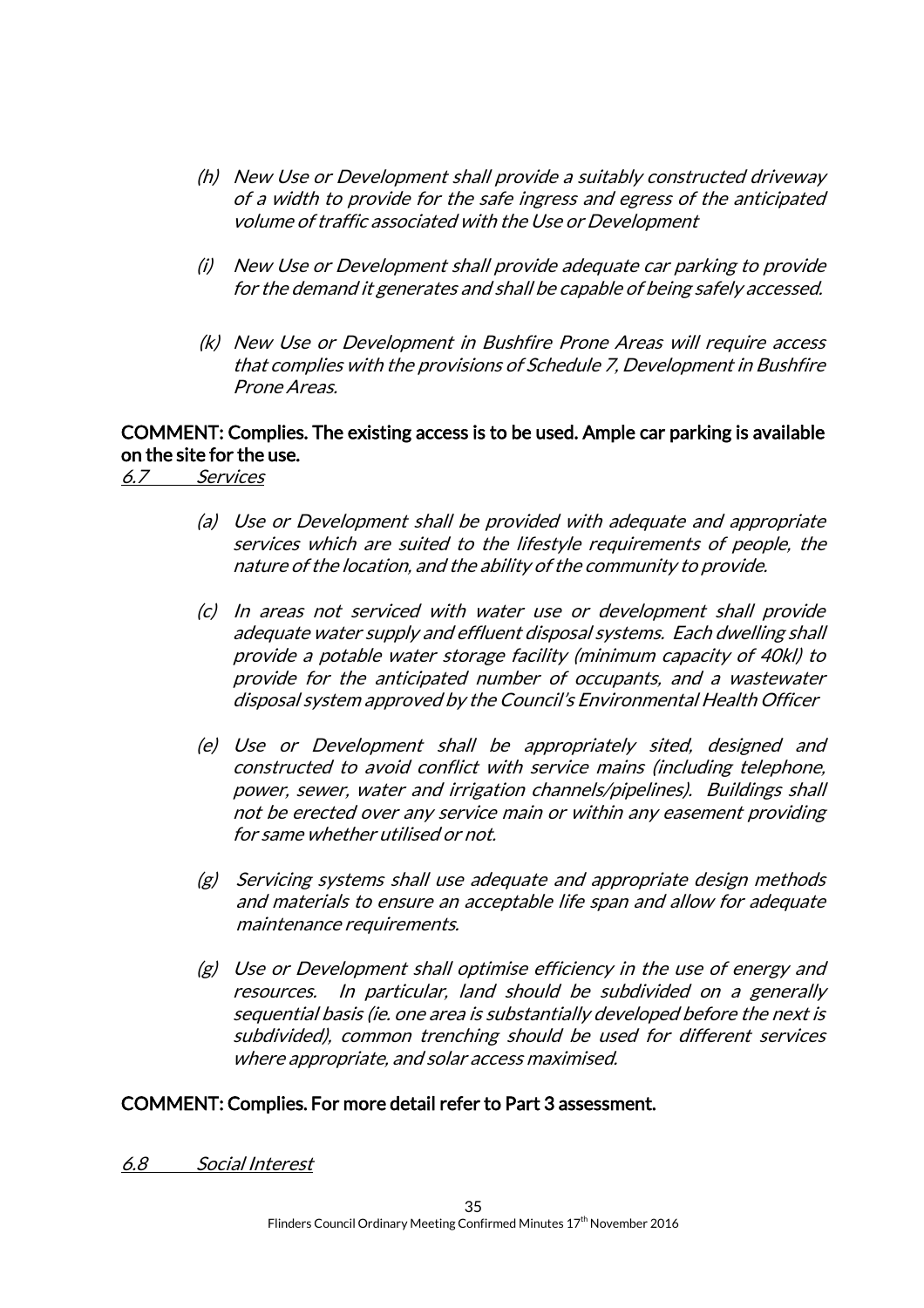*(h) New Use or Development shall provide a suitably constructed driveway of a width to provide for the safe ingress and egress of the anticipated volume of traffic associated with the Use or Development*

*(i) New Use or Development shall provide adequate car parking to provide for the demand it generates and shall be capable of being safely accessed.*

*(k) New Use or Development in Bushfire Prone Areas will require access that complies with the provisions of Schedule 7, Development in Bushfire Prone Areas.*

**COMMENT: Complies. The existing access is to be used. Ample car parking is available on the site for the use.**

*6.7 Services*

*(a) Use or Development shall be provided with adequate and appropriate services which are suited to the lifestyle requirements of people, the nature of the location, and the ability of the community to provide.*

*(c) In areas not serviced with water use or development shall provide adequate water supply and effluent disposal systems. Each dwelling shall provide a potable water storage facility (minimum capacity of 40kl) to provide for the anticipated number of occupants, and a wastewater disposal system approved by the Council's Environmental Health Officer*

*(e) Use or Development shall be appropriately sited, designed and constructed to avoid conflict with service mains (including telephone, power, sewer, water and irrigation channels/pipelines). Buildings shall not be erected over any service main or within any easement providing for same whether utilised or not.*

*(g) Servicing systems shall use adequate and appropriate design methods and materials to ensure an acceptable life span and allow for adequate maintenance requirements.*

*(g) Use or Development shall optimise efficiency in the use of energy and resources. In particular, land should be subdivided on a generally sequential basis (ie. one area is substantially developed before the next is subdivided), common trenching should be used for different services where appropriate, and solar access maximised.*

**COMMENT: Complies. For more detail refer to Part 3 assessment.**

*6.8 Social Interest*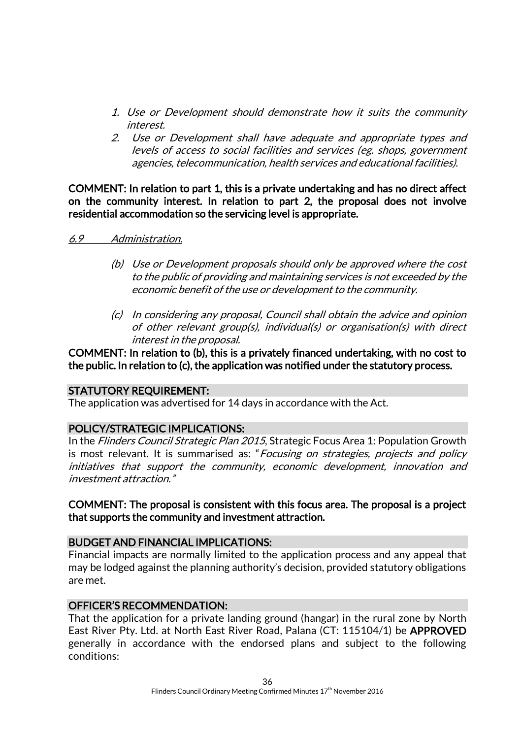1. *Use or Development should demonstrate how it suits the community interest.*
2. *Use or Development shall have adequate and appropriate types and levels of access to social facilities and services (eg. shops, government agencies, telecommunication, health services and educational facilities).*

**COMMENT: In relation to part 1, this is a private undertaking and has no direct affect on the community interest. In relation to part 2, the proposal does not involve residential accommodation so the servicing level is appropriate.**

*6.9 Administration.*

(b) *Use or Development proposals should only be approved where the cost to the public of providing and maintaining services is not exceeded by the economic benefit of the use or development to the community.*

(c) *In considering any proposal, Council shall obtain the advice and opinion of other relevant group(s), individual(s) or organisation(s) with direct interest in the proposal.*

**COMMENT: In relation to (b), this is a privately financed undertaking, with no cost to the public. In relation to (c), the application was notified under the statutory process.**

**STATUTORY REQUIREMENT:**

The application was advertised for 14 days in accordance with the Act.

**POLICY/STRATEGIC IMPLICATIONS:**

In the *Flinders Council Strategic Plan 2015*, Strategic Focus Area 1: Population Growth is most relevant. It is summarised as: "*Focusing on strategies, projects and policy initiatives that support the community, economic development, innovation and investment attraction.*"

**COMMENT: The proposal is consistent with this focus area. The proposal is a project that supports the community and investment attraction.**

**BUDGET AND FINANCIAL IMPLICATIONS:**

Financial impacts are normally limited to the application process and any appeal that may be lodged against the planning authority's decision, provided statutory obligations are met.

**OFFICER'S RECOMMENDATION:**

That the application for a private landing ground (hangar) in the rural zone by North East River Pty. Ltd. at North East River Road, Palana (CT: 115104/1) be **APPROVED** generally in accordance with the endorsed plans and subject to the following conditions: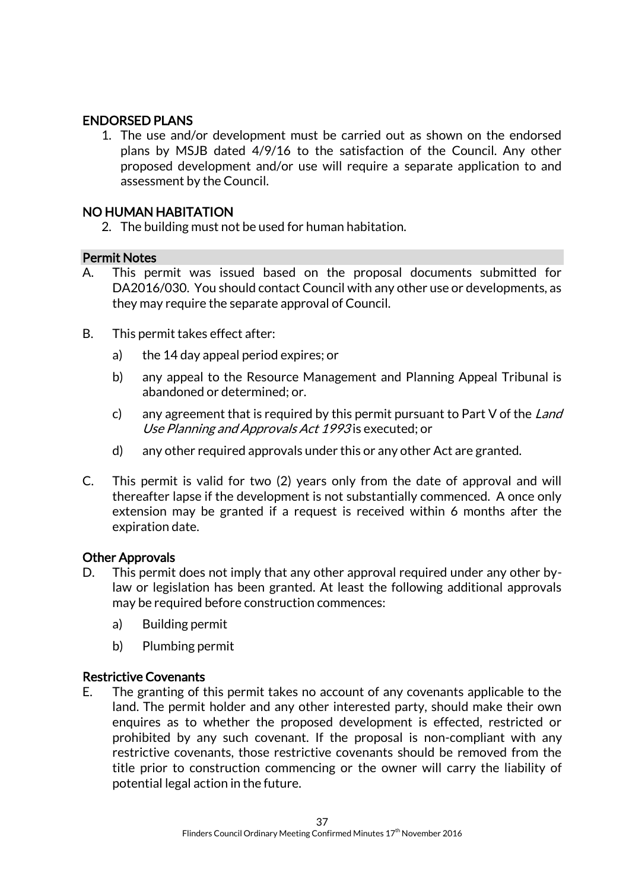**ENDORSED PLANS**

1. The use and/or development must be carried out as shown on the endorsed plans by MSJB dated 4/9/16 to the satisfaction of the Council. Any other proposed development and/or use will require a separate application to and assessment by the Council.

**NO HUMAN HABITATION**

2. The building must not be used for human habitation.

**Permit Notes**

A. This permit was issued based on the proposal documents submitted for DA2016/030. You should contact Council with any other use or developments, as they may require the separate approval of Council.

B. This permit takes effect after:

   a) the 14 day appeal period expires; or

   b) any appeal to the Resource Management and Planning Appeal Tribunal is abandoned or determined; or.

   c) any agreement that is required by this permit pursuant to Part V of the *Land Use Planning and Approvals Act 1993* is executed; or

   d) any other required approvals under this or any other Act are granted.

C. This permit is valid for two (2) years only from the date of approval and will thereafter lapse if the development is not substantially commenced. A once only extension may be granted if a request is received within 6 months after the expiration date.

**Other Approvals**

D. This permit does not imply that any other approval required under any other by-law or legislation has been granted. At least the following additional approvals may be required before construction commences:

   a) Building permit

   b) Plumbing permit

**Restrictive Covenants**

E. The granting of this permit takes no account of any covenants applicable to the land. The permit holder and any other interested party, should make their own enquires as to whether the proposed development is effected, restricted or prohibited by any such covenant. If the proposal is non-compliant with any restrictive covenants, those restrictive covenants should be removed from the title prior to construction commencing or the owner will carry the liability of potential legal action in the future.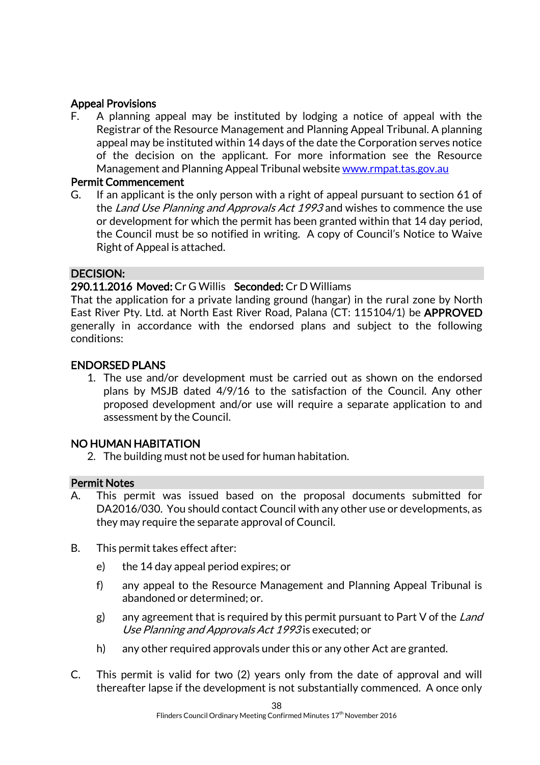**Appeal Provisions**

F. A planning appeal may be instituted by lodging a notice of appeal with the Registrar of the Resource Management and Planning Appeal Tribunal. A planning appeal may be instituted within 14 days of the date the Corporation serves notice of the decision on the applicant. For more information see the Resource Management and Planning Appeal Tribunal website [www.rmpat.tas.gov.au](www.rmpat.tas.gov.au)

**Permit Commencement**

G. If an applicant is the only person with a right of appeal pursuant to section 61 of the *Land Use Planning and Approvals Act 1993* and wishes to commence the use or development for which the permit has been granted within that 14 day period, the Council must be so notified in writing. A copy of Council's Notice to Waive Right of Appeal is attached.

**DECISION:**

**290.11.2016 Moved:** Cr G Willis **Seconded:** Cr D Williams

That the application for a private landing ground (hangar) in the rural zone by North East River Pty. Ltd. at North East River Road, Palana (CT: 115104/1) be **APPROVED** generally in accordance with the endorsed plans and subject to the following conditions:

**ENDORSED PLANS**

1. The use and/or development must be carried out as shown on the endorsed plans by MSJB dated 4/9/16 to the satisfaction of the Council. Any other proposed development and/or use will require a separate application to and assessment by the Council.

**NO HUMAN HABITATION**

2. The building must not be used for human habitation.

**Permit Notes**

A. This permit was issued based on the proposal documents submitted for DA2016/030. You should contact Council with any other use or developments, as they may require the separate approval of Council.

B. This permit takes effect after:

   e) the 14 day appeal period expires; or

   f) any appeal to the Resource Management and Planning Appeal Tribunal is abandoned or determined; or.

   g) any agreement that is required by this permit pursuant to Part V of the *Land Use Planning and Approvals Act 1993* is executed; or

   h) any other required approvals under this or any other Act are granted.

C. This permit is valid for two (2) years only from the date of approval and will thereafter lapse if the development is not substantially commenced. A once only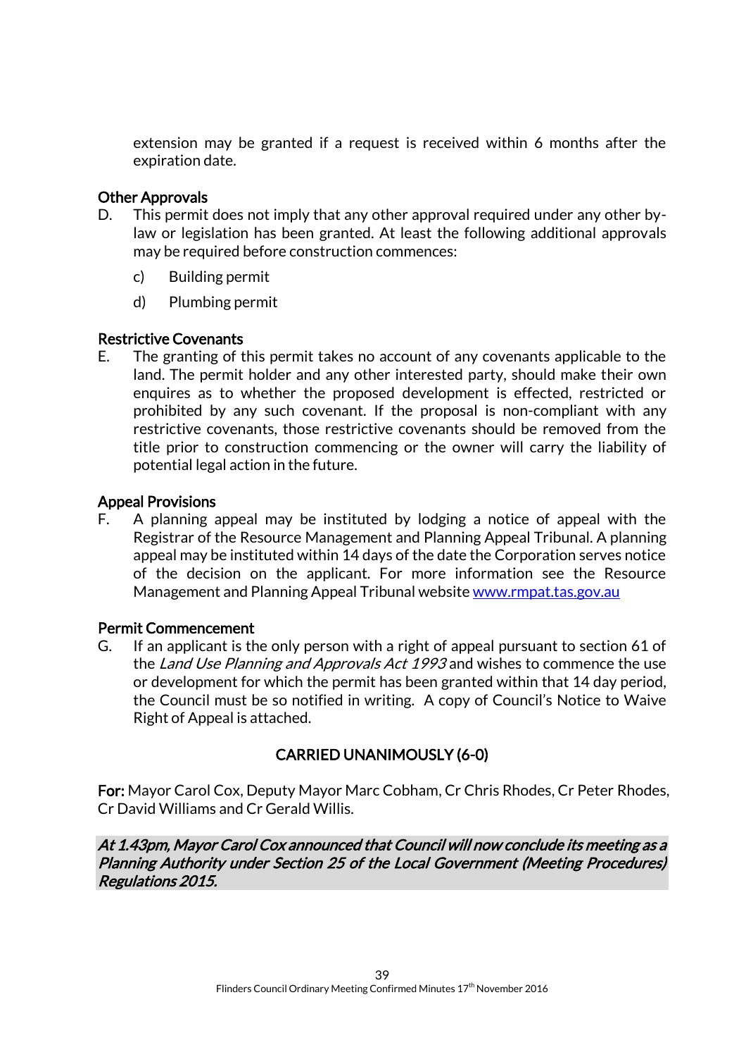extension may be granted if a request is received within 6 months after the expiration date.

**Other Approvals**

D. This permit does not imply that any other approval required under any other by-law or legislation has been granted. At least the following additional approvals may be required before construction commences:

   c) Building permit

   d) Plumbing permit

**Restrictive Covenants**

E. The granting of this permit takes no account of any covenants applicable to the land. The permit holder and any other interested party, should make their own enquires as to whether the proposed development is effected, restricted or prohibited by any such covenant. If the proposal is non-compliant with any restrictive covenants, those restrictive covenants should be removed from the title prior to construction commencing or the owner will carry the liability of potential legal action in the future.

**Appeal Provisions**

F. A planning appeal may be instituted by lodging a notice of appeal with the Registrar of the Resource Management and Planning Appeal Tribunal. A planning appeal may be instituted within 14 days of the date the Corporation serves notice of the decision on the applicant. For more information see the Resource Management and Planning Appeal Tribunal website www.rmpat.tas.gov.au

**Permit Commencement**

G. If an applicant is the only person with a right of appeal pursuant to section 61 of the *Land Use Planning and Approvals Act 1993* and wishes to commence the use or development for which the permit has been granted within that 14 day period, the Council must be so notified in writing. A copy of Council's Notice to Waive Right of Appeal is attached.

**CARRIED UNANIMOUSLY (6-0)**

**For:** Mayor Carol Cox, Deputy Mayor Marc Cobham, Cr Chris Rhodes, Cr Peter Rhodes, Cr David Williams and Cr Gerald Willis.

***At 1.43pm, Mayor Carol Cox announced that Council will now conclude its meeting as a Planning Authority under Section 25 of the Local Government (Meeting Procedures) Regulations 2015.***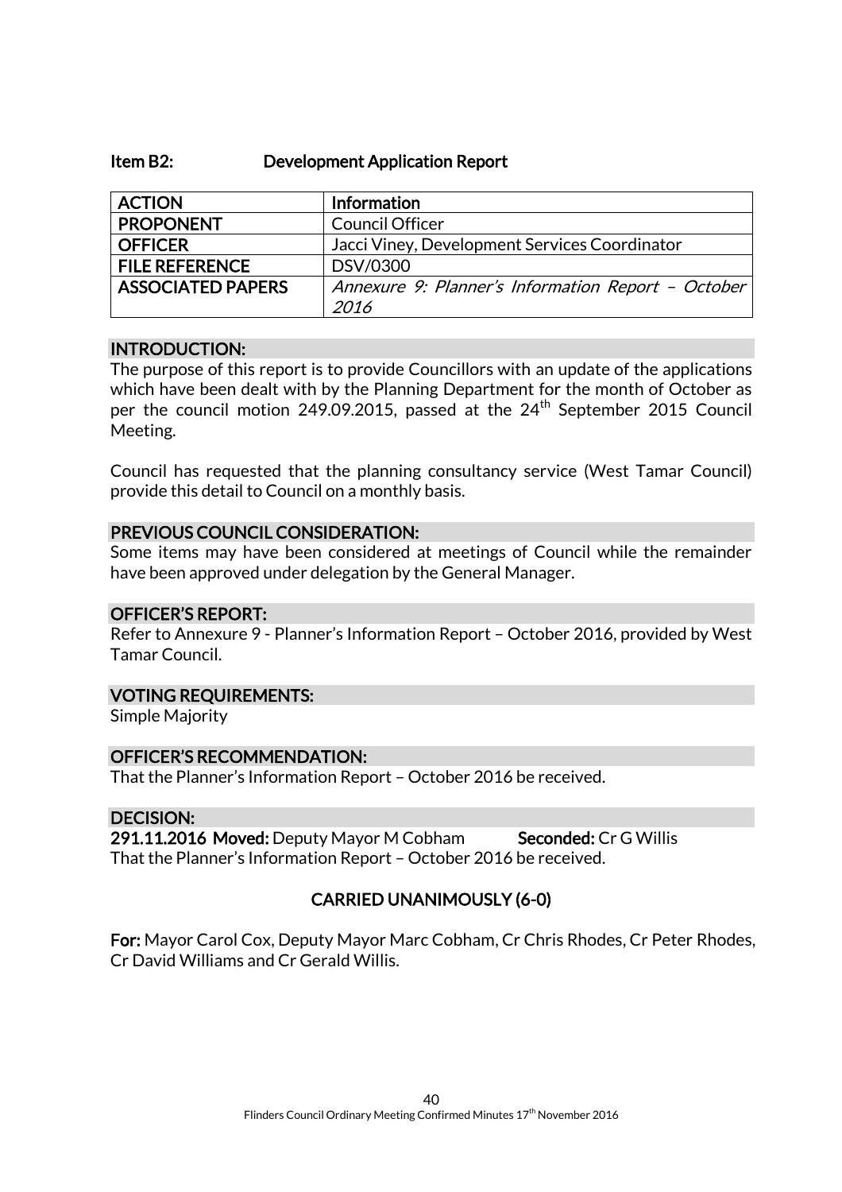### Item B2: Development Application Report

| ACTION | Information |
| --- | --- |
| PROPONENT | Council Officer |
| OFFICER | Jacci Viney, Development Services Coordinator |
| FILE REFERENCE | DSV/0300 |
| ASSOCIATED PAPERS | *Annexure 9: Planner's Information Report – October 2016* |

#### INTRODUCTION:

The purpose of this report is to provide Councillors with an update of the applications which have been dealt with by the Planning Department for the month of October as per the council motion 249.09.2015, passed at the 24th September 2015 Council Meeting.

Council has requested that the planning consultancy service (West Tamar Council) provide this detail to Council on a monthly basis.

#### PREVIOUS COUNCIL CONSIDERATION:

Some items may have been considered at meetings of Council while the remainder have been approved under delegation by the General Manager.

#### OFFICER'S REPORT:

Refer to Annexure 9 - Planner's Information Report – October 2016, provided by West Tamar Council.

#### VOTING REQUIREMENTS:

Simple Majority

#### OFFICER'S RECOMMENDATION:

That the Planner's Information Report – October 2016 be received.

#### DECISION:

**291.11.2016 Moved:** Deputy Mayor M Cobham **Seconded:** Cr G Willis

That the Planner's Information Report – October 2016 be received.

**CARRIED UNANIMOUSLY (6-0)**

**For:** Mayor Carol Cox, Deputy Mayor Marc Cobham, Cr Chris Rhodes, Cr Peter Rhodes, Cr David Williams and Cr Gerald Willis.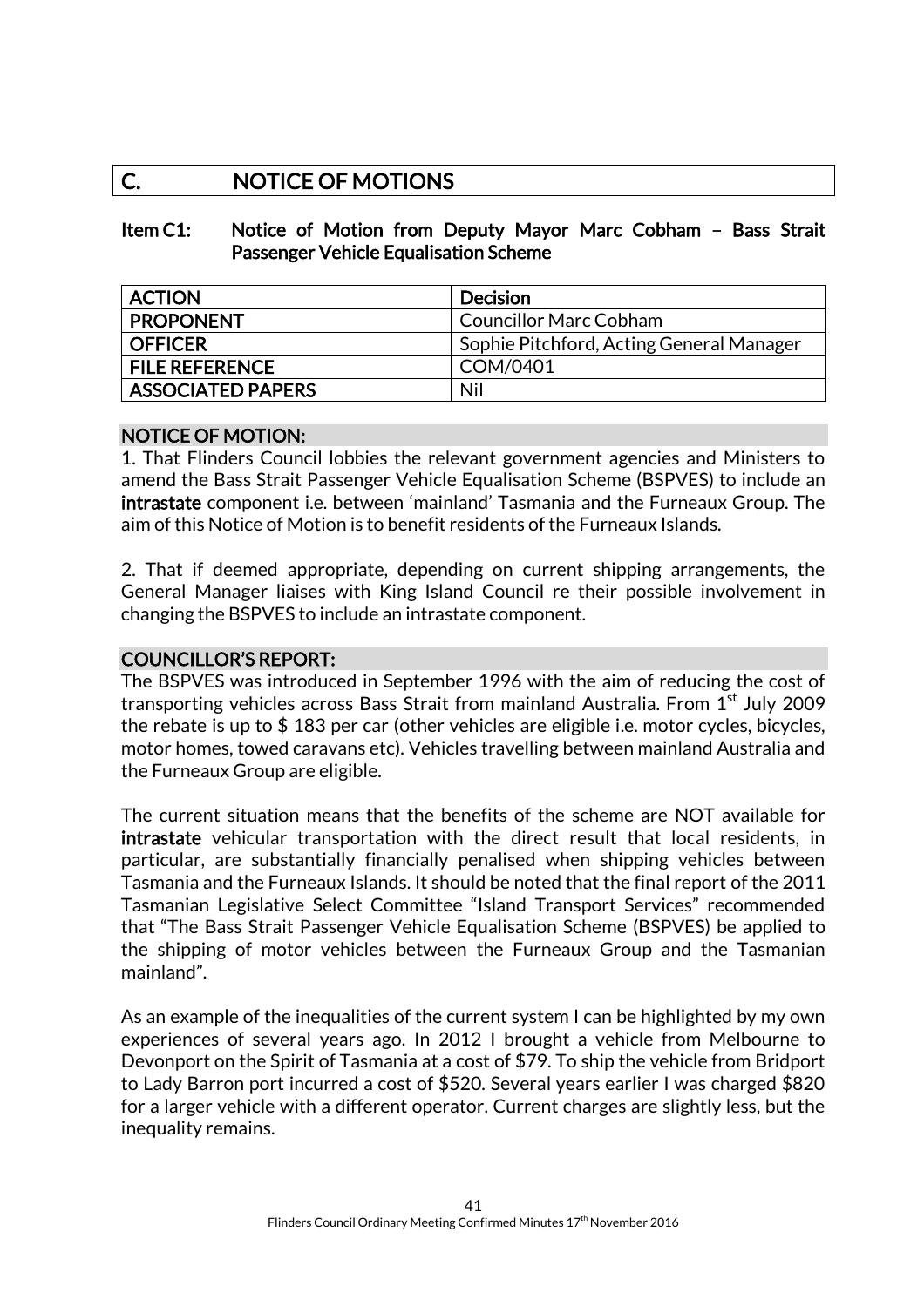## C. NOTICE OF MOTIONS

### Item C1: Notice of Motion from Deputy Mayor Marc Cobham – Bass Strait Passenger Vehicle Equalisation Scheme

| ACTION | Decision |
|---|---|
| PROPONENT | Councillor Marc Cobham |
| OFFICER | Sophie Pitchford, Acting General Manager |
| FILE REFERENCE | COM/0401 |
| ASSOCIATED PAPERS | Nil |

**NOTICE OF MOTION:**

1. That Flinders Council lobbies the relevant government agencies and Ministers to amend the Bass Strait Passenger Vehicle Equalisation Scheme (BSPVES) to include an **intrastate** component i.e. between 'mainland' Tasmania and the Furneaux Group. The aim of this Notice of Motion is to benefit residents of the Furneaux Islands.

2. That if deemed appropriate, depending on current shipping arrangements, the General Manager liaises with King Island Council re their possible involvement in changing the BSPVES to include an intrastate component.

**COUNCILLOR'S REPORT:**

The BSPVES was introduced in September 1996 with the aim of reducing the cost of transporting vehicles across Bass Strait from mainland Australia. From 1st July 2009 the rebate is up to $ 183 per car (other vehicles are eligible i.e. motor cycles, bicycles, motor homes, towed caravans etc). Vehicles travelling between mainland Australia and the Furneaux Group are eligible.

The current situation means that the benefits of the scheme are NOT available for **intrastate** vehicular transportation with the direct result that local residents, in particular, are substantially financially penalised when shipping vehicles between Tasmania and the Furneaux Islands. It should be noted that the final report of the 2011 Tasmanian Legislative Select Committee "Island Transport Services" recommended that "The Bass Strait Passenger Vehicle Equalisation Scheme (BSPVES) be applied to the shipping of motor vehicles between the Furneaux Group and the Tasmanian mainland".

As an example of the inequalities of the current system I can be highlighted by my own experiences of several years ago. In 2012 I brought a vehicle from Melbourne to Devonport on the Spirit of Tasmania at a cost of $79. To ship the vehicle from Bridport to Lady Barron port incurred a cost of $520. Several years earlier I was charged $820 for a larger vehicle with a different operator. Current charges are slightly less, but the inequality remains.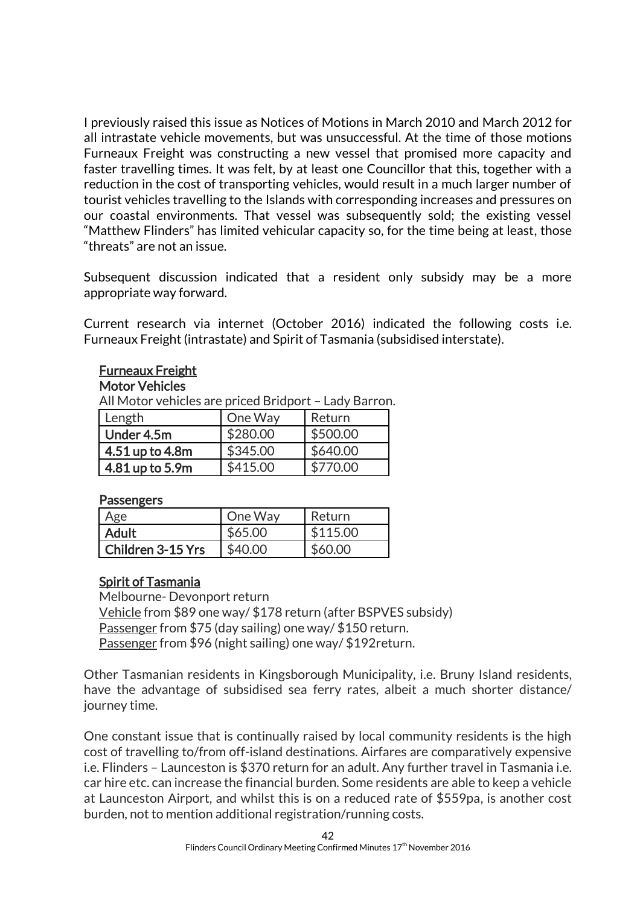I previously raised this issue as Notices of Motions in March 2010 and March 2012 for all intrastate vehicle movements, but was unsuccessful. At the time of those motions Furneaux Freight was constructing a new vessel that promised more capacity and faster travelling times. It was felt, by at least one Councillor that this, together with a reduction in the cost of transporting vehicles, would result in a much larger number of tourist vehicles travelling to the Islands with corresponding increases and pressures on our coastal environments. That vessel was subsequently sold; the existing vessel "Matthew Flinders" has limited vehicular capacity so, for the time being at least, those "threats" are not an issue.

Subsequent discussion indicated that a resident only subsidy may be a more appropriate way forward.

Current research via internet (October 2016) indicated the following costs i.e. Furneaux Freight (intrastate) and Spirit of Tasmania (subsidised interstate).

<u>**Furneaux Freight**</u>

**Motor Vehicles**

All Motor vehicles are priced Bridport – Lady Barron.

| Length | One Way | Return |
|---|---|---|
| **Under 4.5m** | $280.00 | $500.00 |
| **4.51 up to 4.8m** | $345.00 | $640.00 |
| **4.81 up to 5.9m** | $415.00 | $770.00 |

**Passengers**

| Age | One Way | Return |
|---|---|---|
| **Adult** | $65.00 | $115.00 |
| **Children 3-15 Yrs** | $40.00 | $60.00 |

<u>**Spirit of Tasmania**</u>

Melbourne- Devonport return
<u>Vehicle</u> from $89 one way/ $178 return (after BSPVES subsidy)
<u>Passenger</u> from $75 (day sailing) one way/ $150 return.
<u>Passenger</u> from $96 (night sailing) one way/ $192return.

Other Tasmanian residents in Kingsborough Municipality, i.e. Bruny Island residents, have the advantage of subsidised sea ferry rates, albeit a much shorter distance/ journey time.

One constant issue that is continually raised by local community residents is the high cost of travelling to/from off-island destinations. Airfares are comparatively expensive i.e. Flinders – Launceston is $370 return for an adult. Any further travel in Tasmania i.e. car hire etc. can increase the financial burden. Some residents are able to keep a vehicle at Launceston Airport, and whilst this is on a reduced rate of $559pa, is another cost burden, not to mention additional registration/running costs.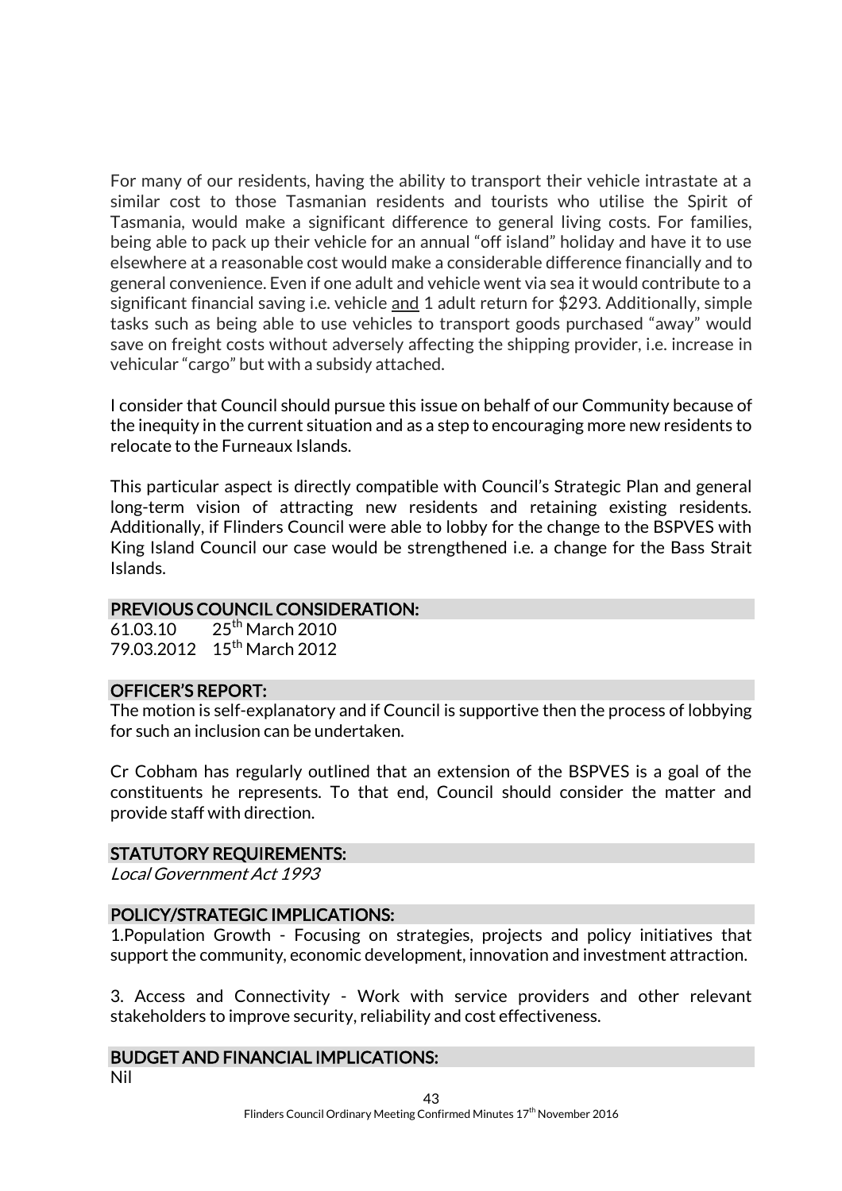For many of our residents, having the ability to transport their vehicle intrastate at a similar cost to those Tasmanian residents and tourists who utilise the Spirit of Tasmania, would make a significant difference to general living costs. For families, being able to pack up their vehicle for an annual "off island" holiday and have it to use elsewhere at a reasonable cost would make a considerable difference financially and to general convenience. Even if one adult and vehicle went via sea it would contribute to a significant financial saving i.e. vehicle <u>and</u> 1 adult return for $293. Additionally, simple tasks such as being able to use vehicles to transport goods purchased "away" would save on freight costs without adversely affecting the shipping provider, i.e. increase in vehicular "cargo" but with a subsidy attached.

I consider that Council should pursue this issue on behalf of our Community because of the inequity in the current situation and as a step to encouraging more new residents to relocate to the Furneaux Islands.

This particular aspect is directly compatible with Council's Strategic Plan and general long-term vision of attracting new residents and retaining existing residents. Additionally, if Flinders Council were able to lobby for the change to the BSPVES with King Island Council our case would be strengthened i.e. a change for the Bass Strait Islands.

## PREVIOUS COUNCIL CONSIDERATION:

61.03.10 25th March 2010
79.03.2012 15th March 2012

## OFFICER'S REPORT:

The motion is self-explanatory and if Council is supportive then the process of lobbying for such an inclusion can be undertaken.

Cr Cobham has regularly outlined that an extension of the BSPVES is a goal of the constituents he represents. To that end, Council should consider the matter and provide staff with direction.

## STATUTORY REQUIREMENTS:

*Local Government Act 1993*

## POLICY/STRATEGIC IMPLICATIONS:

1.Population Growth - Focusing on strategies, projects and policy initiatives that support the community, economic development, innovation and investment attraction.

3. Access and Connectivity - Work with service providers and other relevant stakeholders to improve security, reliability and cost effectiveness.

## BUDGET AND FINANCIAL IMPLICATIONS:

Nil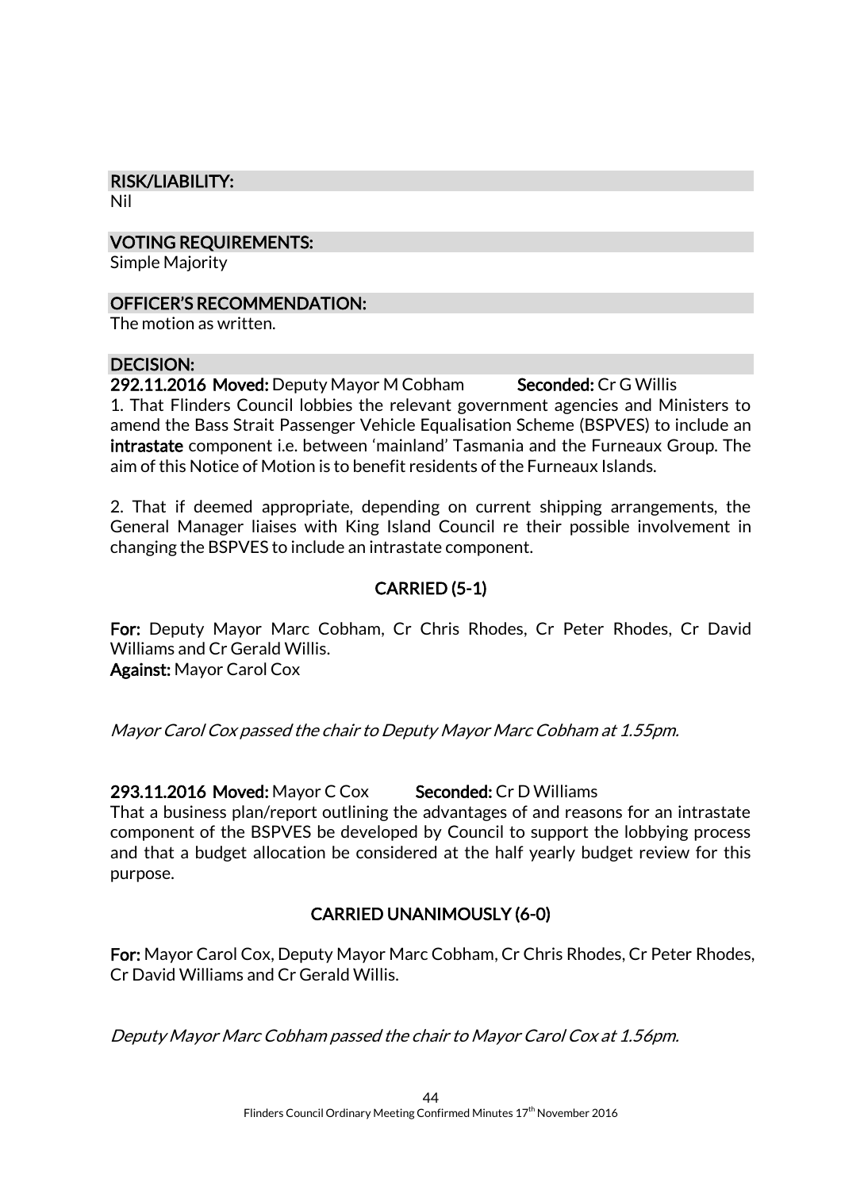## RISK/LIABILITY:

Nil

## VOTING REQUIREMENTS:

Simple Majority

## OFFICER'S RECOMMENDATION:

The motion as written.

## DECISION:

**292.11.2016 Moved:** Deputy Mayor M Cobham **Seconded:** Cr G Willis

1. That Flinders Council lobbies the relevant government agencies and Ministers to amend the Bass Strait Passenger Vehicle Equalisation Scheme (BSPVES) to include an **intrastate** component i.e. between 'mainland' Tasmania and the Furneaux Group. The aim of this Notice of Motion is to benefit residents of the Furneaux Islands.

2. That if deemed appropriate, depending on current shipping arrangements, the General Manager liaises with King Island Council re their possible involvement in changing the BSPVES to include an intrastate component.

**CARRIED (5-1)**

**For:** Deputy Mayor Marc Cobham, Cr Chris Rhodes, Cr Peter Rhodes, Cr David Williams and Cr Gerald Willis.
**Against:** Mayor Carol Cox

*Mayor Carol Cox passed the chair to Deputy Mayor Marc Cobham at 1.55pm.*

**293.11.2016 Moved:** Mayor C Cox **Seconded:** Cr D Williams

That a business plan/report outlining the advantages of and reasons for an intrastate component of the BSPVES be developed by Council to support the lobbying process and that a budget allocation be considered at the half yearly budget review for this purpose.

**CARRIED UNANIMOUSLY (6-0)**

**For:** Mayor Carol Cox, Deputy Mayor Marc Cobham, Cr Chris Rhodes, Cr Peter Rhodes, Cr David Williams and Cr Gerald Willis.

*Deputy Mayor Marc Cobham passed the chair to Mayor Carol Cox at 1.56pm.*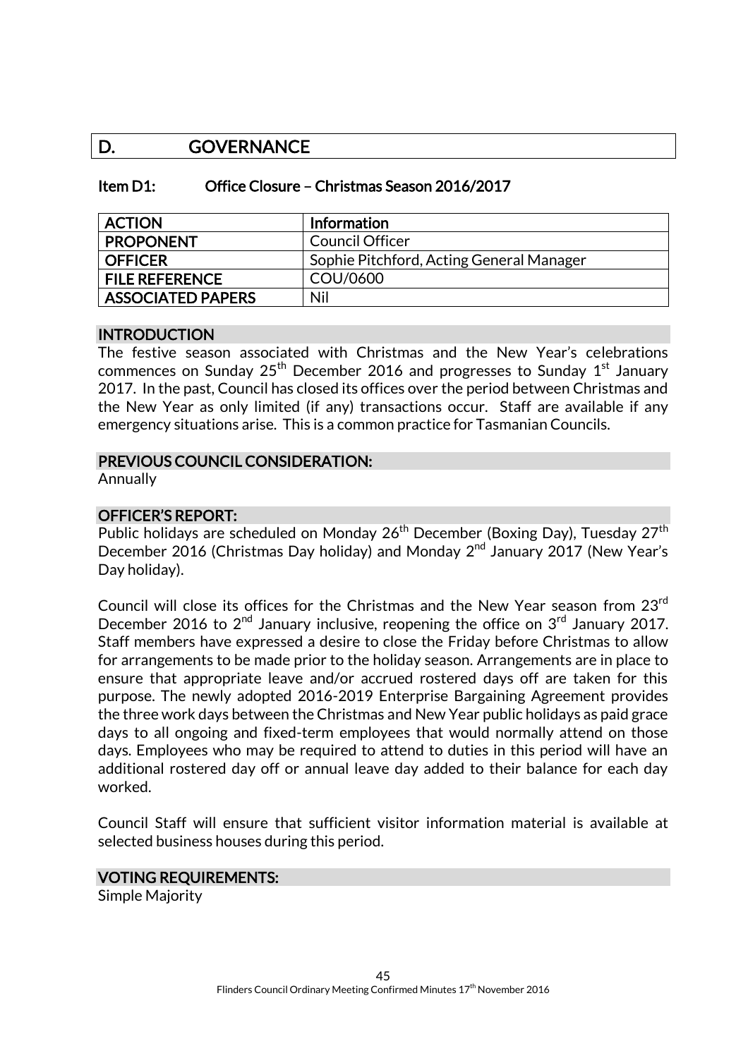# D. GOVERNANCE

### Item D1: Office Closure – Christmas Season 2016/2017

| ACTION | Information |
|---|---|
| PROPONENT | Council Officer |
| OFFICER | Sophie Pitchford, Acting General Manager |
| FILE REFERENCE | COU/0600 |
| ASSOCIATED PAPERS | Nil |

#### INTRODUCTION

The festive season associated with Christmas and the New Year's celebrations commences on Sunday 25th December 2016 and progresses to Sunday 1st January 2017. In the past, Council has closed its offices over the period between Christmas and the New Year as only limited (if any) transactions occur. Staff are available if any emergency situations arise. This is a common practice for Tasmanian Councils.

#### PREVIOUS COUNCIL CONSIDERATION:

Annually

#### OFFICER'S REPORT:

Public holidays are scheduled on Monday 26th December (Boxing Day), Tuesday 27th December 2016 (Christmas Day holiday) and Monday 2nd January 2017 (New Year's Day holiday).

Council will close its offices for the Christmas and the New Year season from 23rd December 2016 to 2nd January inclusive, reopening the office on 3rd January 2017. Staff members have expressed a desire to close the Friday before Christmas to allow for arrangements to be made prior to the holiday season. Arrangements are in place to ensure that appropriate leave and/or accrued rostered days off are taken for this purpose. The newly adopted 2016-2019 Enterprise Bargaining Agreement provides the three work days between the Christmas and New Year public holidays as paid grace days to all ongoing and fixed-term employees that would normally attend on those days. Employees who may be required to attend to duties in this period will have an additional rostered day off or annual leave day added to their balance for each day worked.

Council Staff will ensure that sufficient visitor information material is available at selected business houses during this period.

#### VOTING REQUIREMENTS:

Simple Majority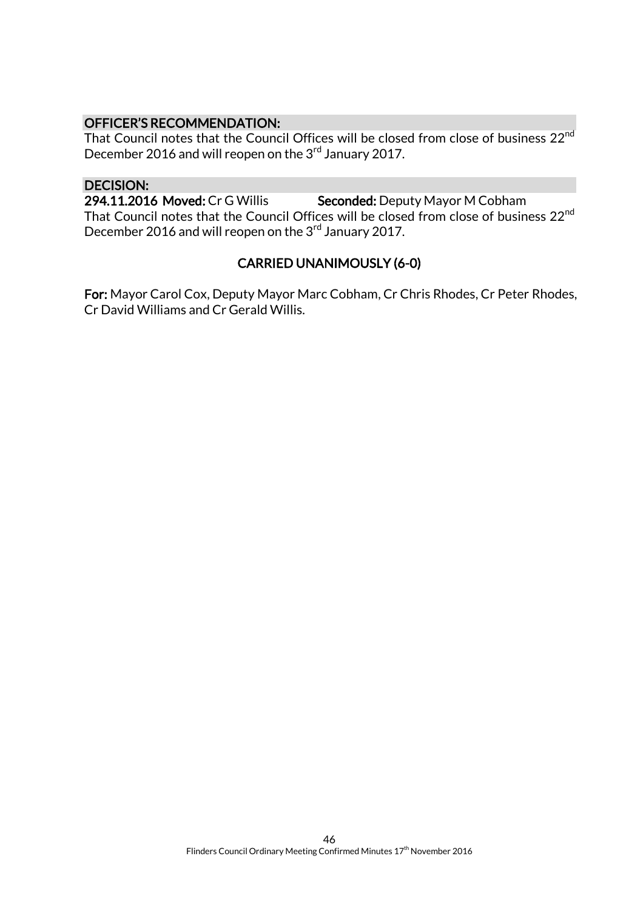### OFFICER'S RECOMMENDATION:

That Council notes that the Council Offices will be closed from close of business 22nd December 2016 and will reopen on the 3rd January 2017.

### DECISION:

**294.11.2016 Moved:** Cr G Willis **Seconded:** Deputy Mayor M Cobham

That Council notes that the Council Offices will be closed from close of business 22nd December 2016 and will reopen on the 3rd January 2017.

**CARRIED UNANIMOUSLY (6-0)**

**For:** Mayor Carol Cox, Deputy Mayor Marc Cobham, Cr Chris Rhodes, Cr Peter Rhodes, Cr David Williams and Cr Gerald Willis.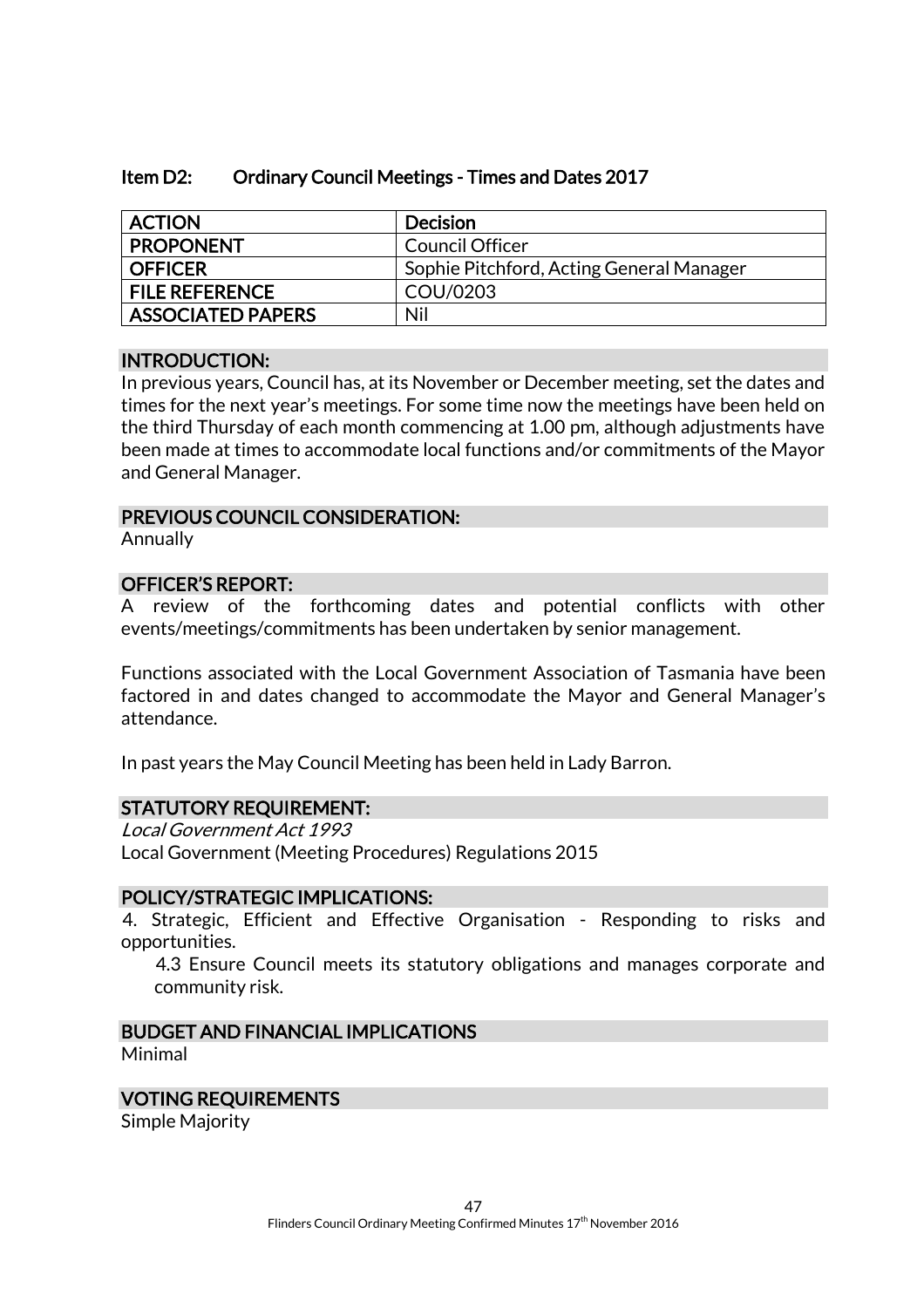### Item D2: Ordinary Council Meetings - Times and Dates 2017

| | |
|---|---|
| **ACTION** | **Decision** |
| **PROPONENT** | Council Officer |
| **OFFICER** | Sophie Pitchford, Acting General Manager |
| **FILE REFERENCE** | COU/0203 |
| **ASSOCIATED PAPERS** | Nil |

#### INTRODUCTION:

In previous years, Council has, at its November or December meeting, set the dates and times for the next year's meetings. For some time now the meetings have been held on the third Thursday of each month commencing at 1.00 pm, although adjustments have been made at times to accommodate local functions and/or commitments of the Mayor and General Manager.

#### PREVIOUS COUNCIL CONSIDERATION:

Annually

#### OFFICER'S REPORT:

A review of the forthcoming dates and potential conflicts with other events/meetings/commitments has been undertaken by senior management.

Functions associated with the Local Government Association of Tasmania have been factored in and dates changed to accommodate the Mayor and General Manager's attendance.

In past years the May Council Meeting has been held in Lady Barron.

#### STATUTORY REQUIREMENT:

*Local Government Act 1993*
Local Government (Meeting Procedures) Regulations 2015

#### POLICY/STRATEGIC IMPLICATIONS:

4. Strategic, Efficient and Effective Organisation - Responding to risks and opportunities.

    4.3 Ensure Council meets its statutory obligations and manages corporate and community risk.

#### BUDGET AND FINANCIAL IMPLICATIONS

Minimal

#### VOTING REQUIREMENTS

Simple Majority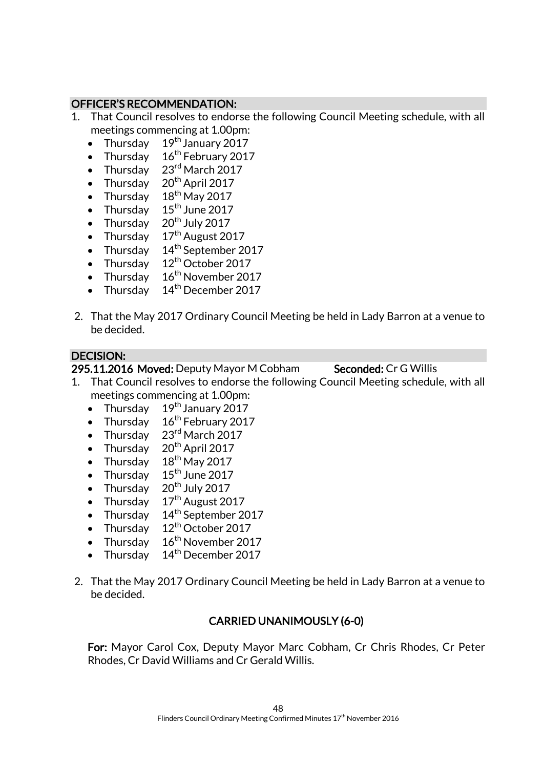**OFFICER'S RECOMMENDATION:**

1. That Council resolves to endorse the following Council Meeting schedule, with all meetings commencing at 1.00pm:
   - Thursday 19th January 2017
   - Thursday 16th February 2017
   - Thursday 23rd March 2017
   - Thursday 20th April 2017
   - Thursday 18th May 2017
   - Thursday 15th June 2017
   - Thursday 20th July 2017
   - Thursday 17th August 2017
   - Thursday 14th September 2017
   - Thursday 12th October 2017
   - Thursday 16th November 2017
   - Thursday 14th December 2017

2. That the May 2017 Ordinary Council Meeting be held in Lady Barron at a venue to be decided.

**DECISION:**

**295.11.2016 Moved:** Deputy Mayor M Cobham **Seconded:** Cr G Willis

1. That Council resolves to endorse the following Council Meeting schedule, with all meetings commencing at 1.00pm:
   - Thursday 19th January 2017
   - Thursday 16th February 2017
   - Thursday 23rd March 2017
   - Thursday 20th April 2017
   - Thursday 18th May 2017
   - Thursday 15th June 2017
   - Thursday 20th July 2017
   - Thursday 17th August 2017
   - Thursday 14th September 2017
   - Thursday 12th October 2017
   - Thursday 16th November 2017
   - Thursday 14th December 2017

2. That the May 2017 Ordinary Council Meeting be held in Lady Barron at a venue to be decided.

**CARRIED UNANIMOUSLY (6-0)**

**For:** Mayor Carol Cox, Deputy Mayor Marc Cobham, Cr Chris Rhodes, Cr Peter Rhodes, Cr David Williams and Cr Gerald Willis.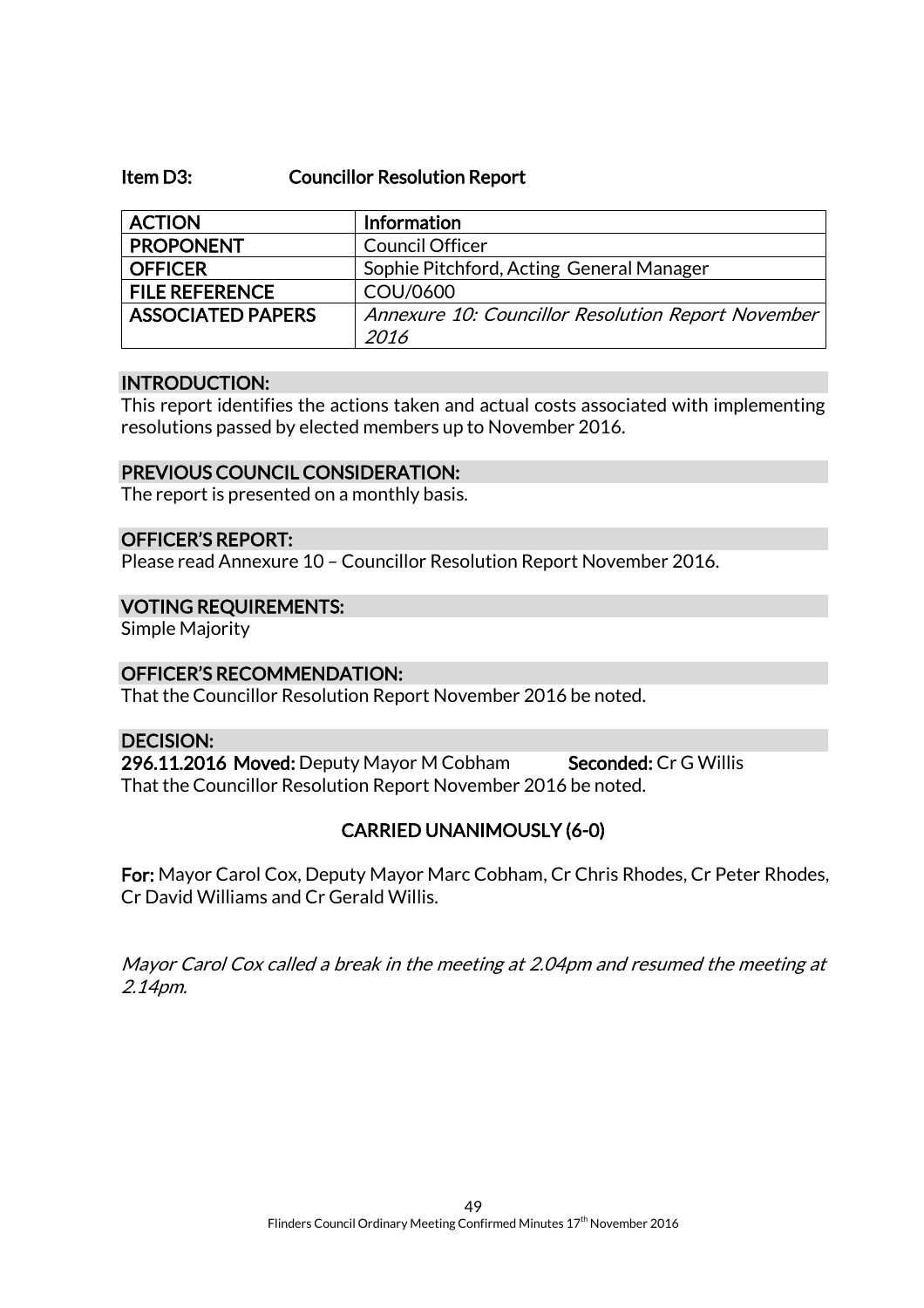### Item D3: Councillor Resolution Report

| ACTION | Information |
|---|---|
| PROPONENT | Council Officer |
| OFFICER | Sophie Pitchford, Acting General Manager |
| FILE REFERENCE | COU/0600 |
| ASSOCIATED PAPERS | *Annexure 10: Councillor Resolution Report November 2016* |

#### INTRODUCTION:

This report identifies the actions taken and actual costs associated with implementing resolutions passed by elected members up to November 2016.

#### PREVIOUS COUNCIL CONSIDERATION:

The report is presented on a monthly basis.

#### OFFICER'S REPORT:

Please read Annexure 10 – Councillor Resolution Report November 2016.

#### VOTING REQUIREMENTS:

Simple Majority

#### OFFICER'S RECOMMENDATION:

That the Councillor Resolution Report November 2016 be noted.

#### DECISION:

**296.11.2016 Moved:** Deputy Mayor M Cobham **Seconded:** Cr G Willis

That the Councillor Resolution Report November 2016 be noted.

**CARRIED UNANIMOUSLY (6-0)**

**For:** Mayor Carol Cox, Deputy Mayor Marc Cobham, Cr Chris Rhodes, Cr Peter Rhodes, Cr David Williams and Cr Gerald Willis.

*Mayor Carol Cox called a break in the meeting at 2.04pm and resumed the meeting at 2.14pm.*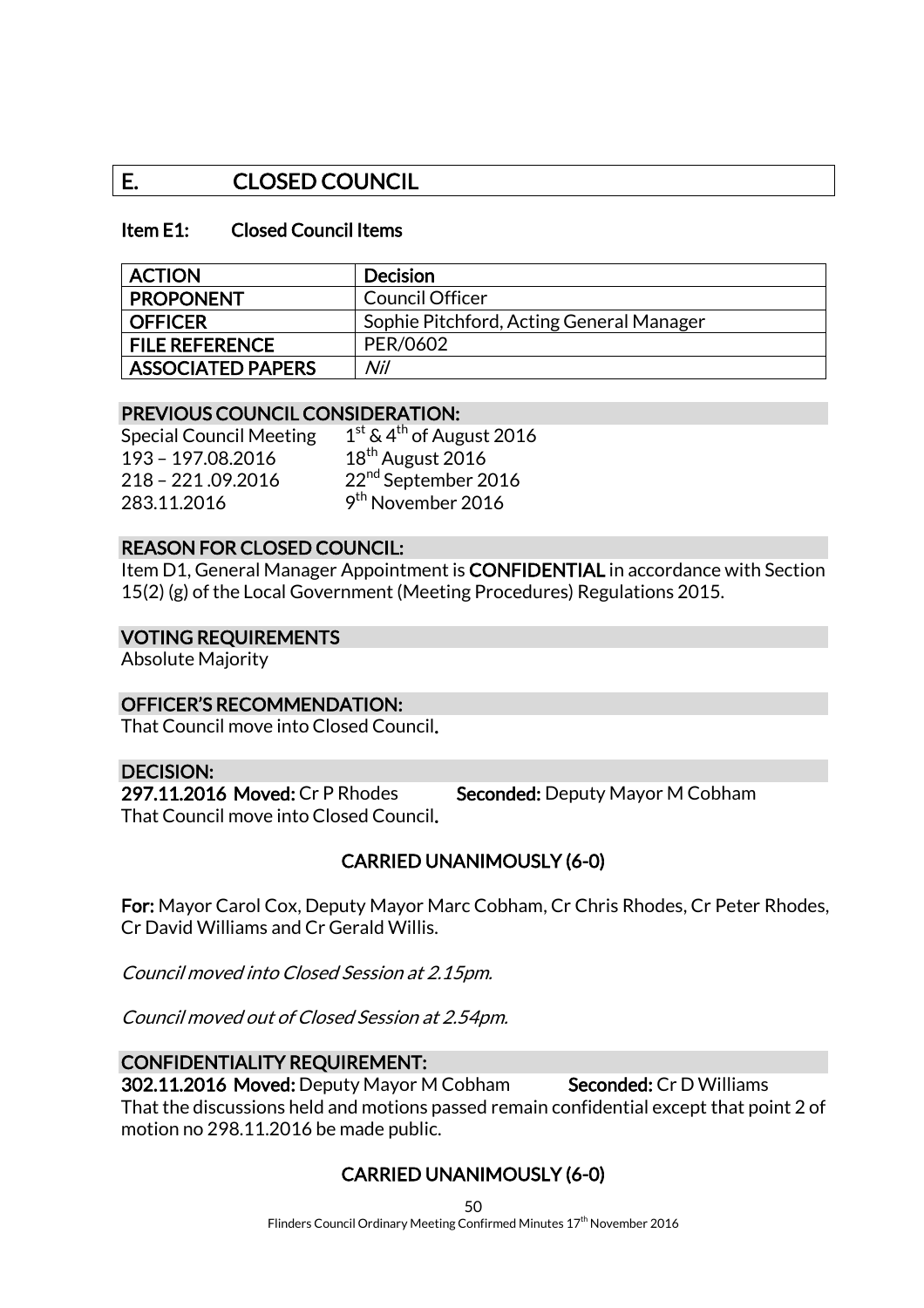## E. CLOSED COUNCIL

### Item E1: Closed Council Items

| ACTION | Decision |
|---|---|
| PROPONENT | Council Officer |
| OFFICER | Sophie Pitchford, Acting General Manager |
| FILE REFERENCE | PER/0602 |
| ASSOCIATED PAPERS | *Nil* |

**PREVIOUS COUNCIL CONSIDERATION:**

Special Council Meeting 1st & 4th of August 2016
193 – 197.08.2016 18th August 2016
218 – 221 .09.2016 22nd September 2016
283.11.2016 9th November 2016

**REASON FOR CLOSED COUNCIL:**

Item D1, General Manager Appointment is **CONFIDENTIAL** in accordance with Section 15(2) (g) of the Local Government (Meeting Procedures) Regulations 2015.

**VOTING REQUIREMENTS**

Absolute Majority

**OFFICER'S RECOMMENDATION:**

That Council move into Closed Council.

**DECISION:**

**297.11.2016 Moved:** Cr P Rhodes **Seconded:** Deputy Mayor M Cobham

That Council move into Closed Council.

**CARRIED UNANIMOUSLY (6-0)**

**For:** Mayor Carol Cox, Deputy Mayor Marc Cobham, Cr Chris Rhodes, Cr Peter Rhodes, Cr David Williams and Cr Gerald Willis.

*Council moved into Closed Session at 2.15pm.*

*Council moved out of Closed Session at 2.54pm.*

**CONFIDENTIALITY REQUIREMENT:**

**302.11.2016 Moved:** Deputy Mayor M Cobham **Seconded:** Cr D Williams

That the discussions held and motions passed remain confidential except that point 2 of motion no 298.11.2016 be made public.

**CARRIED UNANIMOUSLY (6-0)**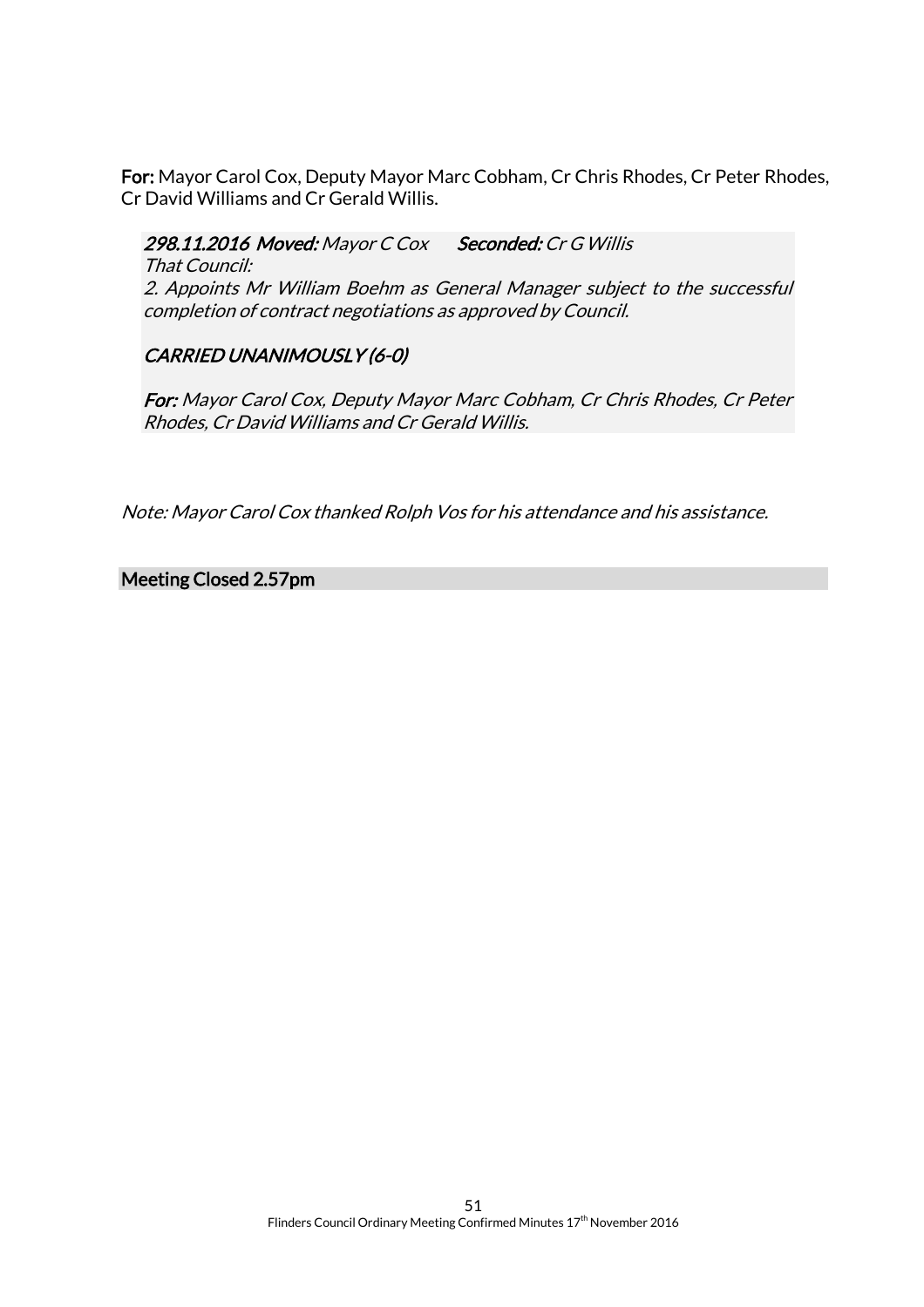**For:** Mayor Carol Cox, Deputy Mayor Marc Cobham, Cr Chris Rhodes, Cr Peter Rhodes, Cr David Williams and Cr Gerald Willis.

> ***298.11.2016 Moved:*** *Mayor C Cox* ***Seconded:*** *Cr G Willis*
> *That Council:*
> *2. Appoints Mr William Boehm as General Manager subject to the successful completion of contract negotiations as approved by Council.*
>
> ***CARRIED UNANIMOUSLY (6-0)***
>
> ***For:*** *Mayor Carol Cox, Deputy Mayor Marc Cobham, Cr Chris Rhodes, Cr Peter Rhodes, Cr David Williams and Cr Gerald Willis.*

*Note: Mayor Carol Cox thanked Rolph Vos for his attendance and his assistance.*

**Meeting Closed 2.57pm**